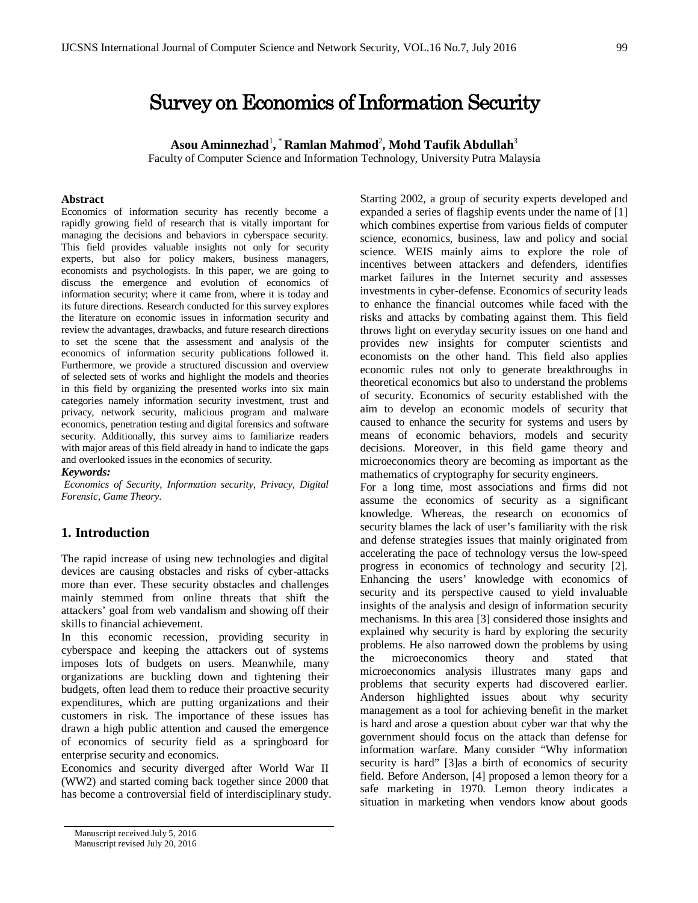# Survey on Economics of Information Security

**Asou Aminnezhad**[1], **[*] Ramlan Mahmod**[2], **Mohd Taufik Abdullah**[3]

Faculty of Computer Science and Information Technology, University Putra Malaysia

**Abstract**

Economics of information security has recently become a rapidly growing field of research that is vitally important for managing the decisions and behaviors in cyberspace security. This field provides valuable insights not only for security experts, but also for policy makers, business managers, economists and psychologists. In this paper, we are going to discuss the emergence and evolution of economics of information security; where it came from, where it is today and its future directions. Research conducted for this survey explores the literature on economic issues in information security and review the advantages, drawbacks, and future research directions to set the scene that the assessment and analysis of the economics of information security publications followed it. Furthermore, we provide a structured discussion and overview of selected sets of works and highlight the models and theories in this field by organizing the presented works into six main categories namely information security investment, trust and privacy, network security, malicious program and malware economics, penetration testing and digital forensics and software security. Additionally, this survey aims to familiarize readers with major areas of this field already in hand to indicate the gaps and overlooked issues in the economics of security.

***Keywords:***

*Economics of Security, Information security, Privacy, Digital Forensic, Game Theory.*

## 1. Introduction

The rapid increase of using new technologies and digital devices are causing obstacles and risks of cyber-attacks more than ever. These security obstacles and challenges mainly stemmed from online threats that shift the attackers' goal from web vandalism and showing off their skills to financial achievement.

In this economic recession, providing security in cyberspace and keeping the attackers out of systems imposes lots of budgets on users. Meanwhile, many organizations are buckling down and tightening their budgets, often lead them to reduce their proactive security expenditures, which are putting organizations and their customers in risk. The importance of these issues has drawn a high public attention and caused the emergence of economics of security field as a springboard for enterprise security and economics.

Economics and security diverged after World War II (WW2) and started coming back together since 2000 that has become a controversial field of interdisciplinary study. Starting 2002, a group of security experts developed and expanded a series of flagship events under the name of [1] which combines expertise from various fields of computer science, economics, business, law and policy and social science. WEIS mainly aims to explore the role of incentives between attackers and defenders, identifies market failures in the Internet security and assesses investments in cyber-defense. Economics of security leads to enhance the financial outcomes while faced with the risks and attacks by combating against them. This field throws light on everyday security issues on one hand and provides new insights for computer scientists and economists on the other hand. This field also applies economic rules not only to generate breakthroughs in theoretical economics but also to understand the problems of security. Economics of security established with the aim to develop an economic models of security that caused to enhance the security for systems and users by means of economic behaviors, models and security decisions. Moreover, in this field game theory and microeconomics theory are becoming as important as the mathematics of cryptography for security engineers.

For a long time, most associations and firms did not assume the economics of security as a significant knowledge. Whereas, the research on economics of security blames the lack of user's familiarity with the risk and defense strategies issues that mainly originated from accelerating the pace of technology versus the low-speed progress in economics of technology and security [2]. Enhancing the users' knowledge with economics of security and its perspective caused to yield invaluable insights of the analysis and design of information security mechanisms. In this area [3] considered those insights and explained why security is hard by exploring the security problems. He also narrowed down the problems by using the microeconomics theory and stated that microeconomics analysis illustrates many gaps and problems that security experts had discovered earlier. Anderson highlighted issues about why security management as a tool for achieving benefit in the market is hard and arose a question about cyber war that why the government should focus on the attack than defense for information warfare. Many consider "Why information security is hard" [3]as a birth of economics of security field. Before Anderson, [4] proposed a lemon theory for a safe marketing in 1970. Lemon theory indicates a situation in marketing when vendors know about goods

Manuscript received July 5, 2016

Manuscript revised July 20, 2016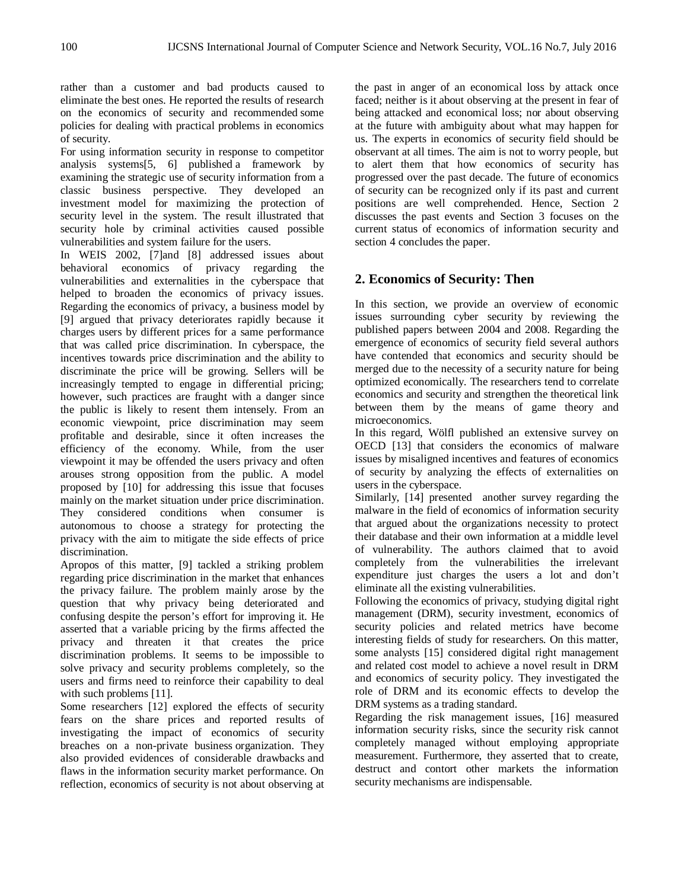rather than a customer and bad products caused to eliminate the best ones. He reported the results of research on the economics of security and recommended some policies for dealing with practical problems in economics of security.

For using information security in response to competitor analysis systems[5, 6] published a framework by examining the strategic use of security information from a classic business perspective. They developed an investment model for maximizing the protection of security level in the system. The result illustrated that security hole by criminal activities caused possible vulnerabilities and system failure for the users.

In WEIS 2002, [7]and [8] addressed issues about behavioral economics of privacy regarding the vulnerabilities and externalities in the cyberspace that helped to broaden the economics of privacy issues. Regarding the economics of privacy, a business model by [9] argued that privacy deteriorates rapidly because it charges users by different prices for a same performance that was called price discrimination. In cyberspace, the incentives towards price discrimination and the ability to discriminate the price will be growing. Sellers will be increasingly tempted to engage in differential pricing; however, such practices are fraught with a danger since the public is likely to resent them intensely. From an economic viewpoint, price discrimination may seem profitable and desirable, since it often increases the efficiency of the economy. While, from the user viewpoint it may be offended the users privacy and often arouses strong opposition from the public. A model proposed by [10] for addressing this issue that focuses mainly on the market situation under price discrimination. They considered conditions when consumer is autonomous to choose a strategy for protecting the privacy with the aim to mitigate the side effects of price discrimination.

Apropos of this matter, [9] tackled a striking problem regarding price discrimination in the market that enhances the privacy failure. The problem mainly arose by the question that why privacy being deteriorated and confusing despite the person's effort for improving it. He asserted that a variable pricing by the firms affected the privacy and threaten it that creates the price discrimination problems. It seems to be impossible to solve privacy and security problems completely, so the users and firms need to reinforce their capability to deal with such problems [11].

Some researchers [12] explored the effects of security fears on the share prices and reported results of investigating the impact of economics of security breaches on a non-private business organization. They also provided evidences of considerable drawbacks and flaws in the information security market performance. On reflection, economics of security is not about observing at the past in anger of an economical loss by attack once faced; neither is it about observing at the present in fear of being attacked and economical loss; nor about observing at the future with ambiguity about what may happen for us. The experts in economics of security field should be observant at all times. The aim is not to worry people, but to alert them that how economics of security has progressed over the past decade. The future of economics of security can be recognized only if its past and current positions are well comprehended. Hence, Section 2 discusses the past events and Section 3 focuses on the current status of economics of information security and section 4 concludes the paper.

## 2. Economics of Security: Then

In this section, we provide an overview of economic issues surrounding cyber security by reviewing the published papers between 2004 and 2008. Regarding the emergence of economics of security field several authors have contended that economics and security should be merged due to the necessity of a security nature for being optimized economically. The researchers tend to correlate economics and security and strengthen the theoretical link between them by the means of game theory and microeconomics.

In this regard, Wölfl published an extensive survey on OECD [13] that considers the economics of malware issues by misaligned incentives and features of economics of security by analyzing the effects of externalities on users in the cyberspace.

Similarly, [14] presented another survey regarding the malware in the field of economics of information security that argued about the organizations necessity to protect their database and their own information at a middle level of vulnerability. The authors claimed that to avoid completely from the vulnerabilities the irrelevant expenditure just charges the users a lot and don't eliminate all the existing vulnerabilities.

Following the economics of privacy, studying digital right management (DRM), security investment, economics of security policies and related metrics have become interesting fields of study for researchers. On this matter, some analysts [15] considered digital right management and related cost model to achieve a novel result in DRM and economics of security policy. They investigated the role of DRM and its economic effects to develop the DRM systems as a trading standard.

Regarding the risk management issues, [16] measured information security risks, since the security risk cannot completely managed without employing appropriate measurement. Furthermore, they asserted that to create, destruct and contort other markets the information security mechanisms are indispensable.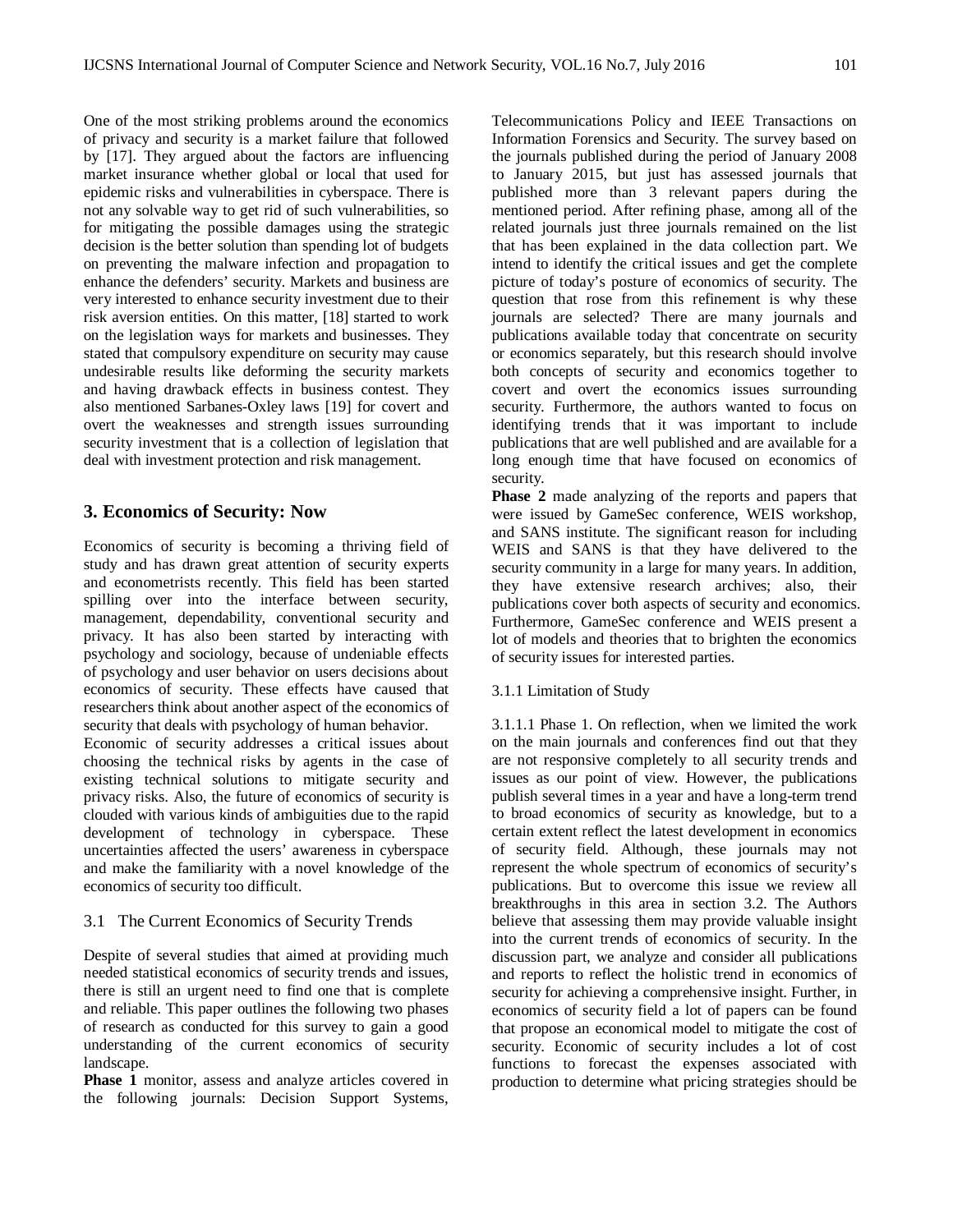One of the most striking problems around the economics of privacy and security is a market failure that followed by [17]. They argued about the factors are influencing market insurance whether global or local that used for epidemic risks and vulnerabilities in cyberspace. There is not any solvable way to get rid of such vulnerabilities, so for mitigating the possible damages using the strategic decision is the better solution than spending lot of budgets on preventing the malware infection and propagation to enhance the defenders' security. Markets and business are very interested to enhance security investment due to their risk aversion entities. On this matter, [18] started to work on the legislation ways for markets and businesses. They stated that compulsory expenditure on security may cause undesirable results like deforming the security markets and having drawback effects in business contest. They also mentioned Sarbanes-Oxley laws [19] for covert and overt the weaknesses and strength issues surrounding security investment that is a collection of legislation that deal with investment protection and risk management.

## 3. Economics of Security: Now

Economics of security is becoming a thriving field of study and has drawn great attention of security experts and econometrists recently. This field has been started spilling over into the interface between security, management, dependability, conventional security and privacy. It has also been started by interacting with psychology and sociology, because of undeniable effects of psychology and user behavior on users decisions about economics of security. These effects have caused that researchers think about another aspect of the economics of security that deals with psychology of human behavior.

Economic of security addresses a critical issues about choosing the technical risks by agents in the case of existing technical solutions to mitigate security and privacy risks. Also, the future of economics of security is clouded with various kinds of ambiguities due to the rapid development of technology in cyberspace. These uncertainties affected the users' awareness in cyberspace and make the familiarity with a novel knowledge of the economics of security too difficult.

### 3.1 The Current Economics of Security Trends

Despite of several studies that aimed at providing much needed statistical economics of security trends and issues, there is still an urgent need to find one that is complete and reliable. This paper outlines the following two phases of research as conducted for this survey to gain a good understanding of the current economics of security landscape.

**Phase 1** monitor, assess and analyze articles covered in the following journals: Decision Support Systems, Telecommunications Policy and IEEE Transactions on Information Forensics and Security. The survey based on the journals published during the period of January 2008 to January 2015, but just has assessed journals that published more than 3 relevant papers during the mentioned period. After refining phase, among all of the related journals just three journals remained on the list that has been explained in the data collection part. We intend to identify the critical issues and get the complete picture of today's posture of economics of security. The question that rose from this refinement is why these journals are selected? There are many journals and publications available today that concentrate on security or economics separately, but this research should involve both concepts of security and economics together to covert and overt the economics issues surrounding security. Furthermore, the authors wanted to focus on identifying trends that it was important to include publications that are well published and are available for a long enough time that have focused on economics of security.

**Phase 2** made analyzing of the reports and papers that were issued by GameSec conference, WEIS workshop, and SANS institute. The significant reason for including WEIS and SANS is that they have delivered to the security community in a large for many years. In addition, they have extensive research archives; also, their publications cover both aspects of security and economics. Furthermore, GameSec conference and WEIS present a lot of models and theories that to brighten the economics of security issues for interested parties.

#### 3.1.1 Limitation of Study

3.1.1.1 Phase 1. On reflection, when we limited the work on the main journals and conferences find out that they are not responsive completely to all security trends and issues as our point of view. However, the publications publish several times in a year and have a long-term trend to broad economics of security as knowledge, but to a certain extent reflect the latest development in economics of security field. Although, these journals may not represent the whole spectrum of economics of security's publications. But to overcome this issue we review all breakthroughs in this area in section 3.2. The Authors believe that assessing them may provide valuable insight into the current trends of economics of security. In the discussion part, we analyze and consider all publications and reports to reflect the holistic trend in economics of security for achieving a comprehensive insight. Further, in economics of security field a lot of papers can be found that propose an economical model to mitigate the cost of security. Economic of security includes a lot of cost functions to forecast the expenses associated with production to determine what pricing strategies should be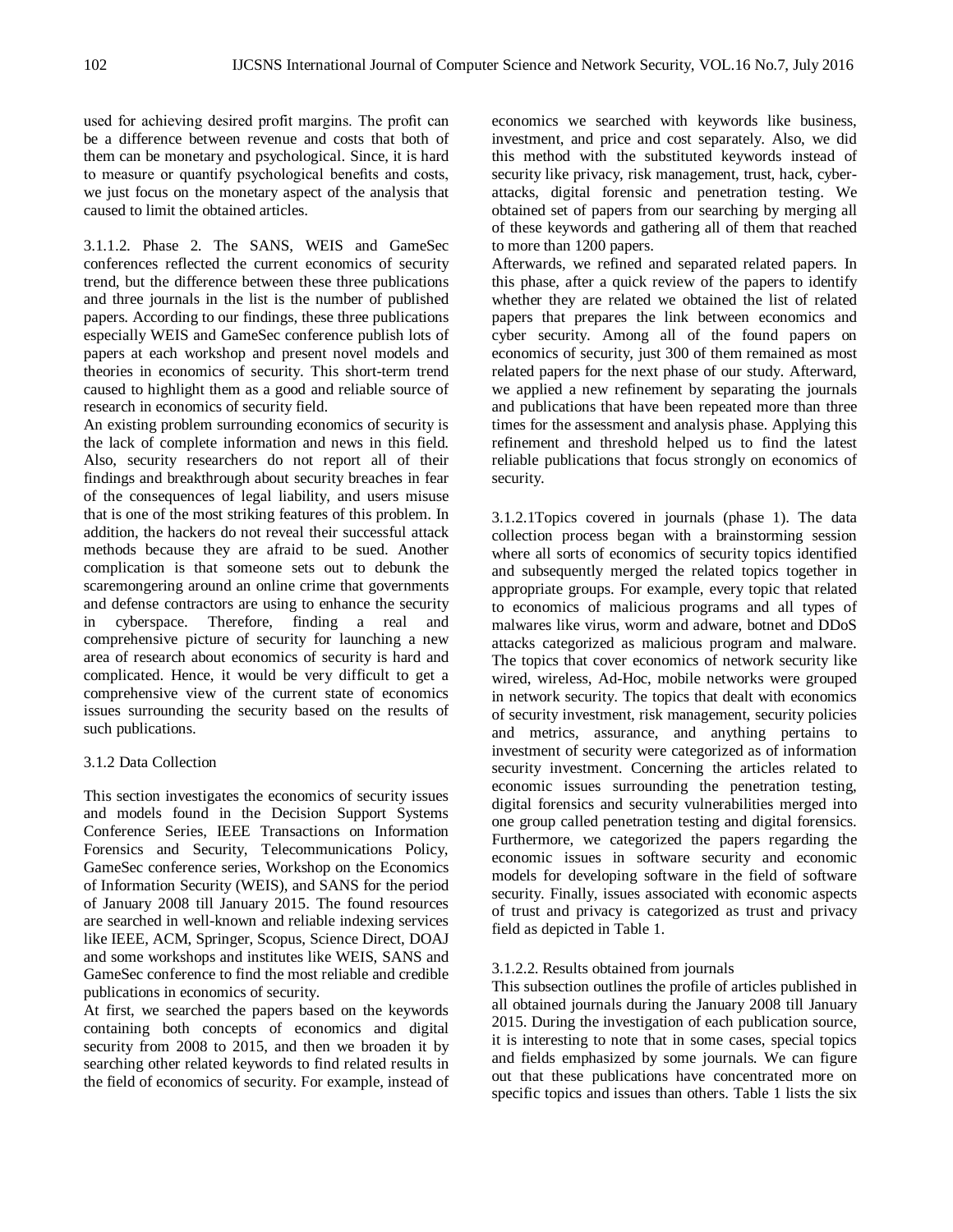used for achieving desired profit margins. The profit can be a difference between revenue and costs that both of them can be monetary and psychological. Since, it is hard to measure or quantify psychological benefits and costs, we just focus on the monetary aspect of the analysis that caused to limit the obtained articles.

3.1.1.2. Phase 2. The SANS, WEIS and GameSec conferences reflected the current economics of security trend, but the difference between these three publications and three journals in the list is the number of published papers. According to our findings, these three publications especially WEIS and GameSec conference publish lots of papers at each workshop and present novel models and theories in economics of security. This short-term trend caused to highlight them as a good and reliable source of research in economics of security field.

An existing problem surrounding economics of security is the lack of complete information and news in this field. Also, security researchers do not report all of their findings and breakthrough about security breaches in fear of the consequences of legal liability, and users misuse that is one of the most striking features of this problem. In addition, the hackers do not reveal their successful attack methods because they are afraid to be sued. Another complication is that someone sets out to debunk the scaremongering around an online crime that governments and defense contractors are using to enhance the security in cyberspace. Therefore, finding a real and comprehensive picture of security for launching a new area of research about economics of security is hard and complicated. Hence, it would be very difficult to get a comprehensive view of the current state of economics issues surrounding the security based on the results of such publications.

### 3.1.2 Data Collection

This section investigates the economics of security issues and models found in the Decision Support Systems Conference Series, IEEE Transactions on Information Forensics and Security, Telecommunications Policy, GameSec conference series, Workshop on the Economics of Information Security (WEIS), and SANS for the period of January 2008 till January 2015. The found resources are searched in well-known and reliable indexing services like IEEE, ACM, Springer, Scopus, Science Direct, DOAJ and some workshops and institutes like WEIS, SANS and GameSec conference to find the most reliable and credible publications in economics of security.

At first, we searched the papers based on the keywords containing both concepts of economics and digital security from 2008 to 2015, and then we broaden it by searching other related keywords to find related results in the field of economics of security. For example, instead of economics we searched with keywords like business, investment, and price and cost separately. Also, we did this method with the substituted keywords instead of security like privacy, risk management, trust, hack, cyber-attacks, digital forensic and penetration testing. We obtained set of papers from our searching by merging all of these keywords and gathering all of them that reached to more than 1200 papers.

Afterwards, we refined and separated related papers. In this phase, after a quick review of the papers to identify whether they are related we obtained the list of related papers that prepares the link between economics and cyber security. Among all of the found papers on economics of security, just 300 of them remained as most related papers for the next phase of our study. Afterward, we applied a new refinement by separating the journals and publications that have been repeated more than three times for the assessment and analysis phase. Applying this refinement and threshold helped us to find the latest reliable publications that focus strongly on economics of security.

3.1.2.1Topics covered in journals (phase 1). The data collection process began with a brainstorming session where all sorts of economics of security topics identified and subsequently merged the related topics together in appropriate groups. For example, every topic that related to economics of malicious programs and all types of malwares like virus, worm and adware, botnet and DDoS attacks categorized as malicious program and malware. The topics that cover economics of network security like wired, wireless, Ad-Hoc, mobile networks were grouped in network security. The topics that dealt with economics of security investment, risk management, security policies and metrics, assurance, and anything pertains to investment of security were categorized as of information security investment. Concerning the articles related to economic issues surrounding the penetration testing, digital forensics and security vulnerabilities merged into one group called penetration testing and digital forensics. Furthermore, we categorized the papers regarding the economic issues in software security and economic models for developing software in the field of software security. Finally, issues associated with economic aspects of trust and privacy is categorized as trust and privacy field as depicted in Table 1.

3.1.2.2. Results obtained from journals

This subsection outlines the profile of articles published in all obtained journals during the January 2008 till January 2015. During the investigation of each publication source, it is interesting to note that in some cases, special topics and fields emphasized by some journals. We can figure out that these publications have concentrated more on specific topics and issues than others. Table 1 lists the six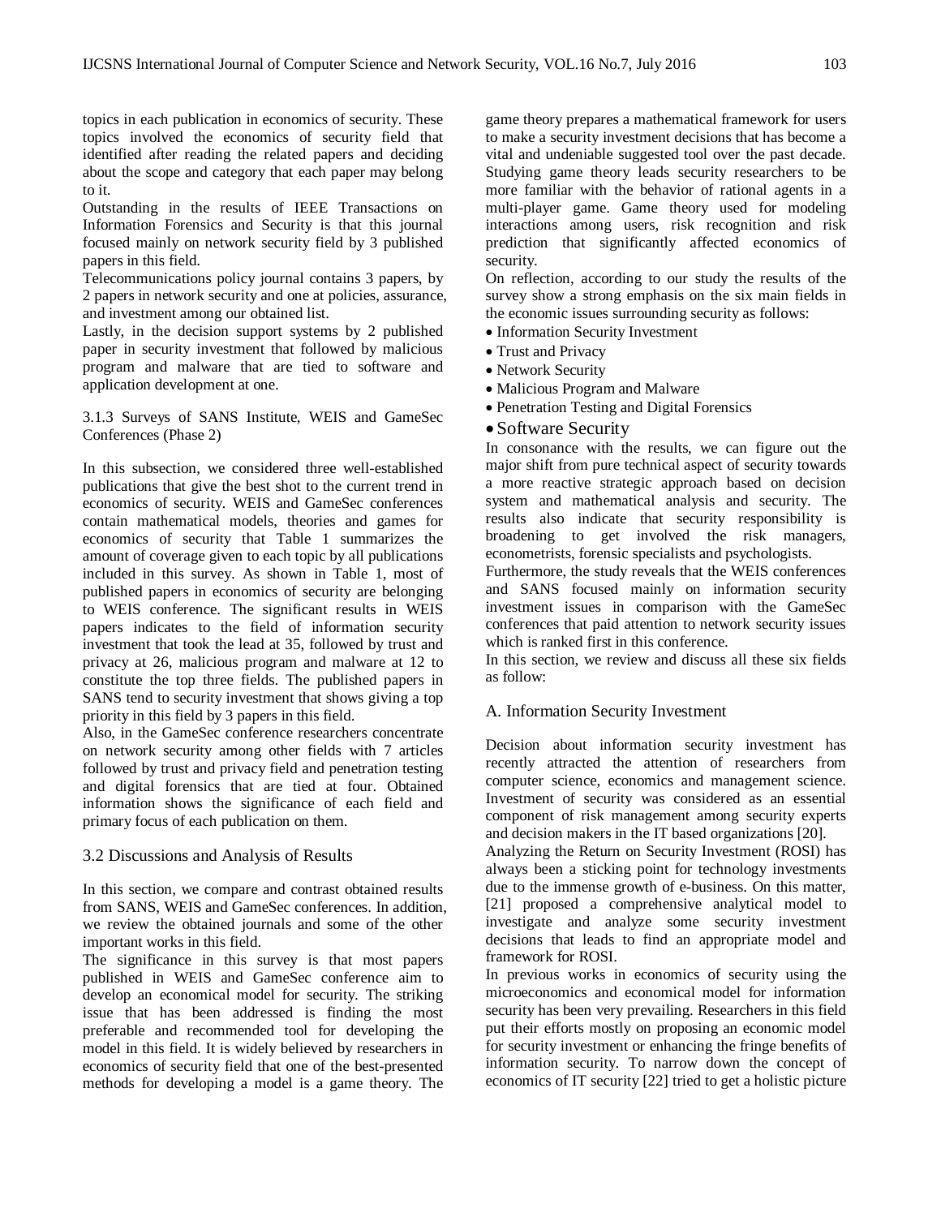topics in each publication in economics of security. These topics involved the economics of security field that identified after reading the related papers and deciding about the scope and category that each paper may belong to it.

Outstanding in the results of IEEE Transactions on Information Forensics and Security is that this journal focused mainly on network security field by 3 published papers in this field.

Telecommunications policy journal contains 3 papers, by 2 papers in network security and one at policies, assurance, and investment among our obtained list.

Lastly, in the decision support systems by 2 published paper in security investment that followed by malicious program and malware that are tied to software and application development at one.

#### 3.1.3 Surveys of SANS Institute, WEIS and GameSec Conferences (Phase 2)

In this subsection, we considered three well-established publications that give the best shot to the current trend in economics of security. WEIS and GameSec conferences contain mathematical models, theories and games for economics of security that Table 1 summarizes the amount of coverage given to each topic by all publications included in this survey. As shown in Table 1, most of published papers in economics of security are belonging to WEIS conference. The significant results in WEIS papers indicates to the field of information security investment that took the lead at 35, followed by trust and privacy at 26, malicious program and malware at 12 to constitute the top three fields. The published papers in SANS tend to security investment that shows giving a top priority in this field by 3 papers in this field.

Also, in the GameSec conference researchers concentrate on network security among other fields with 7 articles followed by trust and privacy field and penetration testing and digital forensics that are tied at four. Obtained information shows the significance of each field and primary focus of each publication on them.

### 3.2 Discussions and Analysis of Results

In this section, we compare and contrast obtained results from SANS, WEIS and GameSec conferences. In addition, we review the obtained journals and some of the other important works in this field.

The significance in this survey is that most papers published in WEIS and GameSec conference aim to develop an economical model for security. The striking issue that has been addressed is finding the most preferable and recommended tool for developing the model in this field. It is widely believed by researchers in economics of security field that one of the best-presented methods for developing a model is a game theory. The game theory prepares a mathematical framework for users to make a security investment decisions that has become a vital and undeniable suggested tool over the past decade. Studying game theory leads security researchers to be more familiar with the behavior of rational agents in a multi-player game. Game theory used for modeling interactions among users, risk recognition and risk prediction that significantly affected economics of security.

On reflection, according to our study the results of the survey show a strong emphasis on the six main fields in the economic issues surrounding security as follows:

- Information Security Investment
- Trust and Privacy
- Network Security
- Malicious Program and Malware
- Penetration Testing and Digital Forensics
- Software Security

In consonance with the results, we can figure out the major shift from pure technical aspect of security towards a more reactive strategic approach based on decision system and mathematical analysis and security. The results also indicate that security responsibility is broadening to get involved the risk managers, econometrists, forensic specialists and psychologists.

Furthermore, the study reveals that the WEIS conferences and SANS focused mainly on information security investment issues in comparison with the GameSec conferences that paid attention to network security issues which is ranked first in this conference.

In this section, we review and discuss all these six fields as follow:

#### A. Information Security Investment

Decision about information security investment has recently attracted the attention of researchers from computer science, economics and management science. Investment of security was considered as an essential component of risk management among security experts and decision makers in the IT based organizations [20].

Analyzing the Return on Security Investment (ROSI) has always been a sticking point for technology investments due to the immense growth of e-business. On this matter, [21] proposed a comprehensive analytical model to investigate and analyze some security investment decisions that leads to find an appropriate model and framework for ROSI.

In previous works in economics of security using the microeconomics and economical model for information security has been very prevailing. Researchers in this field put their efforts mostly on proposing an economic model for security investment or enhancing the fringe benefits of information security. To narrow down the concept of economics of IT security [22] tried to get a holistic picture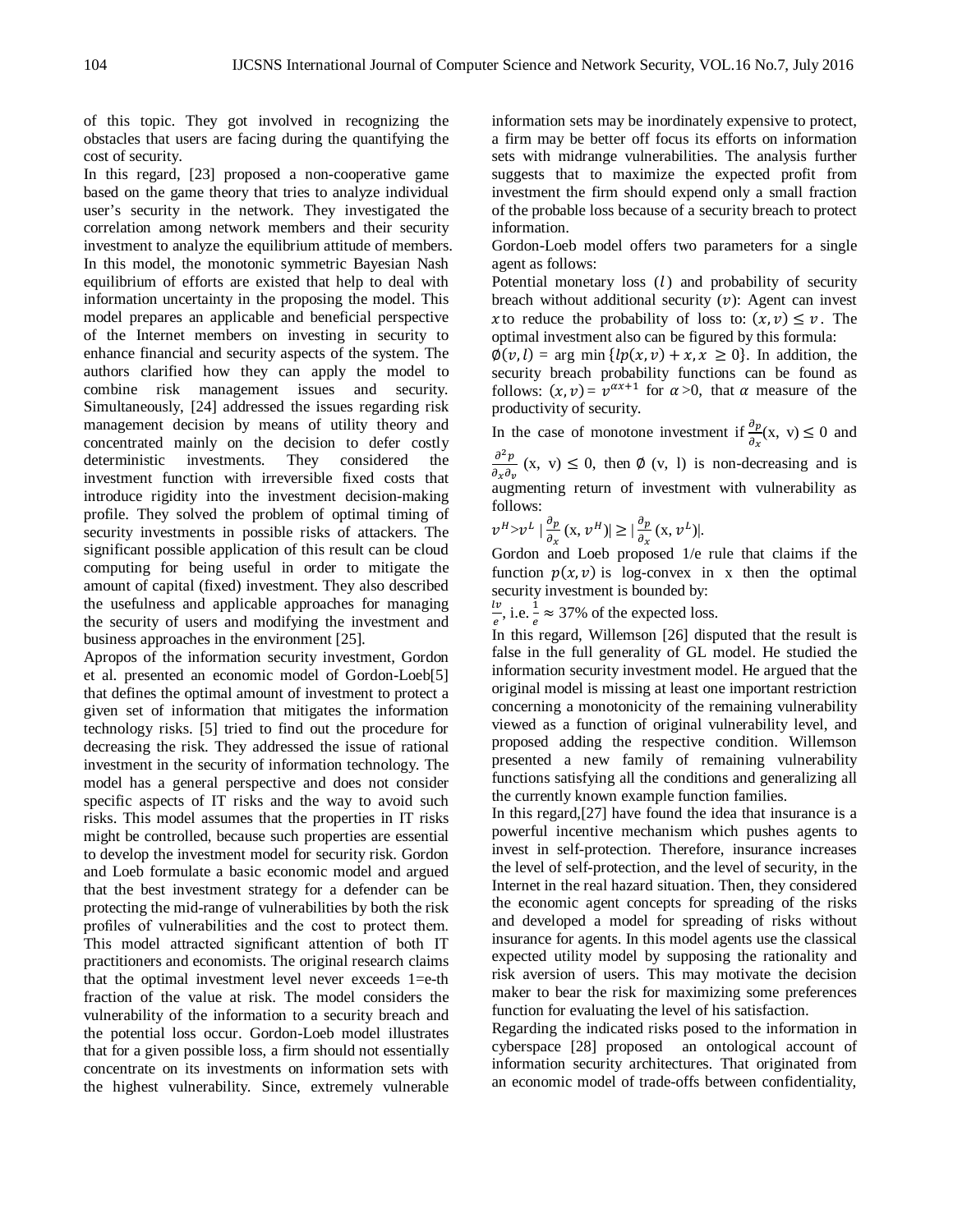of this topic. They got involved in recognizing the obstacles that users are facing during the quantifying the cost of security.

In this regard, [23] proposed a non-cooperative game based on the game theory that tries to analyze individual user's security in the network. They investigated the correlation among network members and their security investment to analyze the equilibrium attitude of members. In this model, the monotonic symmetric Bayesian Nash equilibrium of efforts are existed that help to deal with information uncertainty in the proposing the model. This model prepares an applicable and beneficial perspective of the Internet members on investing in security to enhance financial and security aspects of the system. The authors clarified how they can apply the model to combine risk management issues and security. Simultaneously, [24] addressed the issues regarding risk management decision by means of utility theory and concentrated mainly on the decision to defer costly deterministic investments. They considered the investment function with irreversible fixed costs that introduce rigidity into the investment decision-making profile. They solved the problem of optimal timing of security investments in possible risks of attackers. The significant possible application of this result can be cloud computing for being useful in order to mitigate the amount of capital (fixed) investment. They also described the usefulness and applicable approaches for managing the security of users and modifying the investment and business approaches in the environment [25].

Apropos of the information security investment, Gordon et al. presented an economic model of Gordon-Loeb[5] that defines the optimal amount of investment to protect a given set of information that mitigates the information technology risks. [5] tried to find out the procedure for decreasing the risk. They addressed the issue of rational investment in the security of information technology. The model has a general perspective and does not consider specific aspects of IT risks and the way to avoid such risks. This model assumes that the properties in IT risks might be controlled, because such properties are essential to develop the investment model for security risk. Gordon and Loeb formulate a basic economic model and argued that the best investment strategy for a defender can be protecting the mid-range of vulnerabilities by both the risk profiles of vulnerabilities and the cost to protect them. This model attracted significant attention of both IT practitioners and economists. The original research claims that the optimal investment level never exceeds 1=e-th fraction of the value at risk. The model considers the vulnerability of the information to a security breach and the potential loss occur. Gordon-Loeb model illustrates that for a given possible loss, a firm should not essentially concentrate on its investments on information sets with the highest vulnerability. Since, extremely vulnerable information sets may be inordinately expensive to protect, a firm may be better off focus its efforts on information sets with midrange vulnerabilities. The analysis further suggests that to maximize the expected profit from investment the firm should expend only a small fraction of the probable loss because of a security breach to protect information.

Gordon-Loeb model offers two parameters for a single agent as follows:

Potential monetary loss ($l$) and probability of security breach without additional security ($v$): Agent can invest $x$ to reduce the probability of loss to: $(x, v) \leq v$. The optimal investment also can be figured by this formula:

$\emptyset(v, l)$ = arg min $\{lp(x, v) + x, x \geq 0\}$. In addition, the security breach probability functions can be found as follows: $(x, v) = v^{\alpha x+1}$ for $\alpha > 0$, that $\alpha$ measure of the productivity of security.

In the case of monotone investment if $\frac{\partial p}{\partial_x}$(x, v) $\leq 0$ and $\frac{\partial^2 p}{\partial_x \partial_v}$ (x, v) $\leq 0$, then $\emptyset$ (v, l) is non-decreasing and is augmenting return of investment with vulnerability as follows:

$v^H > v^L \mid \frac{\partial p}{\partial_x}(x, v^H) \mid \geq \mid \frac{\partial p}{\partial_x}(x, v^L) \mid$.

Gordon and Loeb proposed 1/e rule that claims if the function $p(x, v)$ is log-convex in x then the optimal security investment is bounded by:

$\frac{lv}{e}$, i.e. $\frac{1}{e} \approx 37\%$ of the expected loss.

In this regard, Willemson [26] disputed that the result is false in the full generality of GL model. He studied the information security investment model. He argued that the original model is missing at least one important restriction concerning a monotonicity of the remaining vulnerability viewed as a function of original vulnerability level, and proposed adding the respective condition. Willemson presented a new family of remaining vulnerability functions satisfying all the conditions and generalizing all the currently known example function families.

In this regard,[27] have found the idea that insurance is a powerful incentive mechanism which pushes agents to invest in self-protection. Therefore, insurance increases the level of self-protection, and the level of security, in the Internet in the real hazard situation. Then, they considered the economic agent concepts for spreading of the risks and developed a model for spreading of risks without insurance for agents. In this model agents use the classical expected utility model by supposing the rationality and risk aversion of users. This may motivate the decision maker to bear the risk for maximizing some preferences function for evaluating the level of his satisfaction.

Regarding the indicated risks posed to the information in cyberspace [28] proposed an ontological account of information security architectures. That originated from an economic model of trade-offs between confidentiality,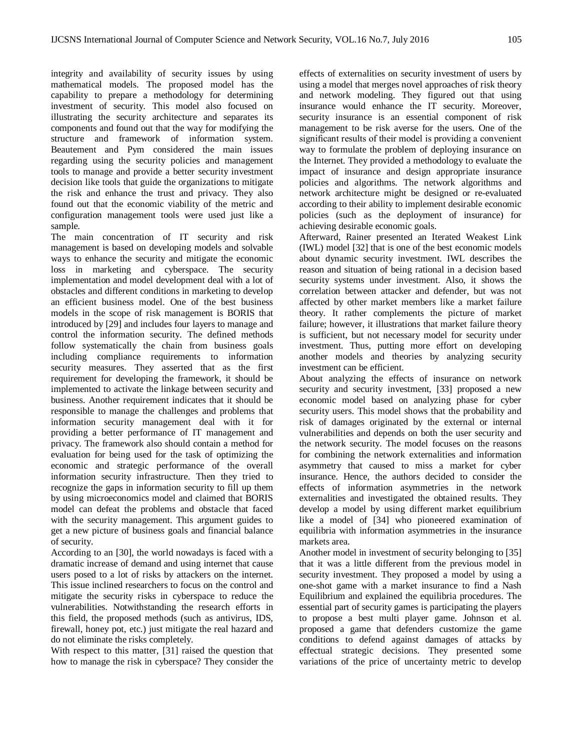integrity and availability of security issues by using mathematical models. The proposed model has the capability to prepare a methodology for determining investment of security. This model also focused on illustrating the security architecture and separates its components and found out that the way for modifying the structure and framework of information system. Beautement and Pym considered the main issues regarding using the security policies and management tools to manage and provide a better security investment decision like tools that guide the organizations to mitigate the risk and enhance the trust and privacy. They also found out that the economic viability of the metric and configuration management tools were used just like a sample.

The main concentration of IT security and risk management is based on developing models and solvable ways to enhance the security and mitigate the economic loss in marketing and cyberspace. The security implementation and model development deal with a lot of obstacles and different conditions in marketing to develop an efficient business model. One of the best business models in the scope of risk management is BORIS that introduced by [29] and includes four layers to manage and control the information security. The defined methods follow systematically the chain from business goals including compliance requirements to information security measures. They asserted that as the first requirement for developing the framework, it should be implemented to activate the linkage between security and business. Another requirement indicates that it should be responsible to manage the challenges and problems that information security management deal with it for providing a better performance of IT management and privacy. The framework also should contain a method for evaluation for being used for the task of optimizing the economic and strategic performance of the overall information security infrastructure. Then they tried to recognize the gaps in information security to fill up them by using microeconomics model and claimed that BORIS model can defeat the problems and obstacle that faced with the security management. This argument guides to get a new picture of business goals and financial balance of security.

According to an [30], the world nowadays is faced with a dramatic increase of demand and using internet that cause users posed to a lot of risks by attackers on the internet. This issue inclined researchers to focus on the control and mitigate the security risks in cyberspace to reduce the vulnerabilities. Notwithstanding the research efforts in this field, the proposed methods (such as antivirus, IDS, firewall, honey pot, etc.) just mitigate the real hazard and do not eliminate the risks completely.

With respect to this matter, [31] raised the question that how to manage the risk in cyberspace? They consider the effects of externalities on security investment of users by using a model that merges novel approaches of risk theory and network modeling. They figured out that using insurance would enhance the IT security. Moreover, security insurance is an essential component of risk management to be risk averse for the users. One of the significant results of their model is providing a convenient way to formulate the problem of deploying insurance on the Internet. They provided a methodology to evaluate the impact of insurance and design appropriate insurance policies and algorithms. The network algorithms and network architecture might be designed or re-evaluated according to their ability to implement desirable economic policies (such as the deployment of insurance) for achieving desirable economic goals.

Afterward, Rainer presented an Iterated Weakest Link (IWL) model [32] that is one of the best economic models about dynamic security investment. IWL describes the reason and situation of being rational in a decision based security systems under investment. Also, it shows the correlation between attacker and defender, but was not affected by other market members like a market failure theory. It rather complements the picture of market failure; however, it illustrations that market failure theory is sufficient, but not necessary model for security under investment. Thus, putting more effort on developing another models and theories by analyzing security investment can be efficient.

About analyzing the effects of insurance on network security and security investment, [33] proposed a new economic model based on analyzing phase for cyber security users. This model shows that the probability and risk of damages originated by the external or internal vulnerabilities and depends on both the user security and the network security. The model focuses on the reasons for combining the network externalities and information asymmetry that caused to miss a market for cyber insurance. Hence, the authors decided to consider the effects of information asymmetries in the network externalities and investigated the obtained results. They develop a model by using different market equilibrium like a model of [34] who pioneered examination of equilibria with information asymmetries in the insurance markets area.

Another model in investment of security belonging to [35] that it was a little different from the previous model in security investment. They proposed a model by using a one-shot game with a market insurance to find a Nash Equilibrium and explained the equilibria procedures. The essential part of security games is participating the players to propose a best multi player game. Johnson et al. proposed a game that defenders customize the game conditions to defend against damages of attacks by effectual strategic decisions. They presented some variations of the price of uncertainty metric to develop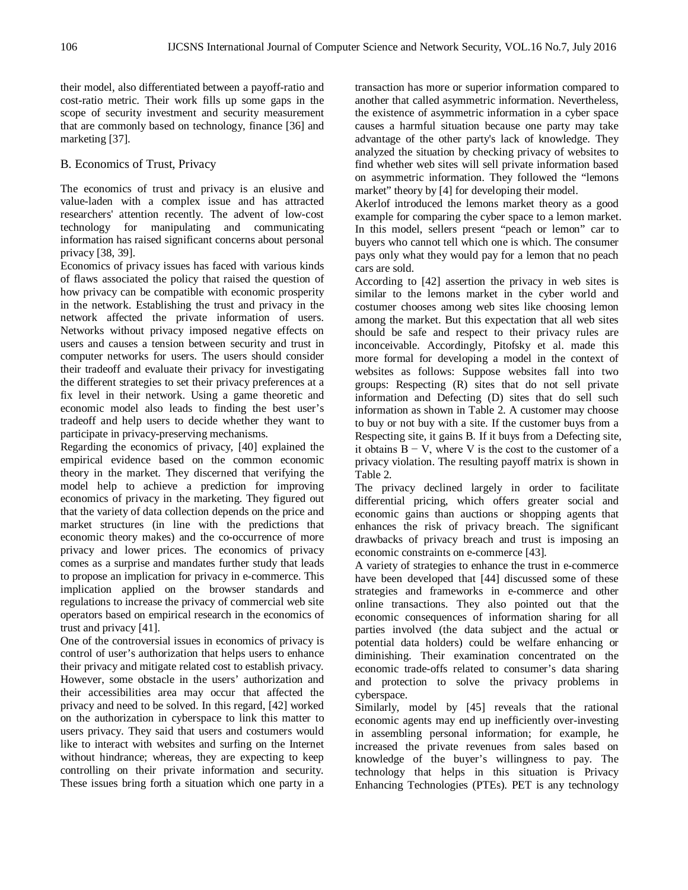their model, also differentiated between a payoff-ratio and cost-ratio metric. Their work fills up some gaps in the scope of security investment and security measurement that are commonly based on technology, finance [36] and marketing [37].

## B. Economics of Trust, Privacy

The economics of trust and privacy is an elusive and value-laden with a complex issue and has attracted researchers' attention recently. The advent of low-cost technology for manipulating and communicating information has raised significant concerns about personal privacy [38, 39].

Economics of privacy issues has faced with various kinds of flaws associated the policy that raised the question of how privacy can be compatible with economic prosperity in the network. Establishing the trust and privacy in the network affected the private information of users. Networks without privacy imposed negative effects on users and causes a tension between security and trust in computer networks for users. The users should consider their tradeoff and evaluate their privacy for investigating the different strategies to set their privacy preferences at a fix level in their network. Using a game theoretic and economic model also leads to finding the best user's tradeoff and help users to decide whether they want to participate in privacy-preserving mechanisms.

Regarding the economics of privacy, [40] explained the empirical evidence based on the common economic theory in the market. They discerned that verifying the model help to achieve a prediction for improving economics of privacy in the marketing. They figured out that the variety of data collection depends on the price and market structures (in line with the predictions that economic theory makes) and the co-occurrence of more privacy and lower prices. The economics of privacy comes as a surprise and mandates further study that leads to propose an implication for privacy in e-commerce. This implication applied on the browser standards and regulations to increase the privacy of commercial web site operators based on empirical research in the economics of trust and privacy [41].

One of the controversial issues in economics of privacy is control of user's authorization that helps users to enhance their privacy and mitigate related cost to establish privacy. However, some obstacle in the users' authorization and their accessibilities area may occur that affected the privacy and need to be solved. In this regard, [42] worked on the authorization in cyberspace to link this matter to users privacy. They said that users and costumers would like to interact with websites and surfing on the Internet without hindrance; whereas, they are expecting to keep controlling on their private information and security. These issues bring forth a situation which one party in a transaction has more or superior information compared to another that called asymmetric information. Nevertheless, the existence of asymmetric information in a cyber space causes a harmful situation because one party may take advantage of the other party's lack of knowledge. They analyzed the situation by checking privacy of websites to find whether web sites will sell private information based on asymmetric information. They followed the "lemons market" theory by [4] for developing their model.

Akerlof introduced the lemons market theory as a good example for comparing the cyber space to a lemon market. In this model, sellers present "peach or lemon" car to buyers who cannot tell which one is which. The consumer pays only what they would pay for a lemon that no peach cars are sold.

According to [42] assertion the privacy in web sites is similar to the lemons market in the cyber world and costumer chooses among web sites like choosing lemon among the market. But this expectation that all web sites should be safe and respect to their privacy rules are inconceivable. Accordingly, Pitofsky et al. made this more formal for developing a model in the context of websites as follows: Suppose websites fall into two groups: Respecting (R) sites that do not sell private information and Defecting (D) sites that do sell such information as shown in Table 2. A customer may choose to buy or not buy with a site. If the customer buys from a Respecting site, it gains B. If it buys from a Defecting site, it obtains $B - V$, where V is the cost to the customer of a privacy violation. The resulting payoff matrix is shown in Table 2.

The privacy declined largely in order to facilitate differential pricing, which offers greater social and economic gains than auctions or shopping agents that enhances the risk of privacy breach. The significant drawbacks of privacy breach and trust is imposing an economic constraints on e-commerce [43].

A variety of strategies to enhance the trust in e-commerce have been developed that [44] discussed some of these strategies and frameworks in e-commerce and other online transactions. They also pointed out that the economic consequences of information sharing for all parties involved (the data subject and the actual or potential data holders) could be welfare enhancing or diminishing. Their examination concentrated on the economic trade-offs related to consumer's data sharing and protection to solve the privacy problems in cyberspace.

Similarly, model by [45] reveals that the rational economic agents may end up inefficiently over-investing in assembling personal information; for example, he increased the private revenues from sales based on knowledge of the buyer's willingness to pay. The technology that helps in this situation is Privacy Enhancing Technologies (PTEs). PET is any technology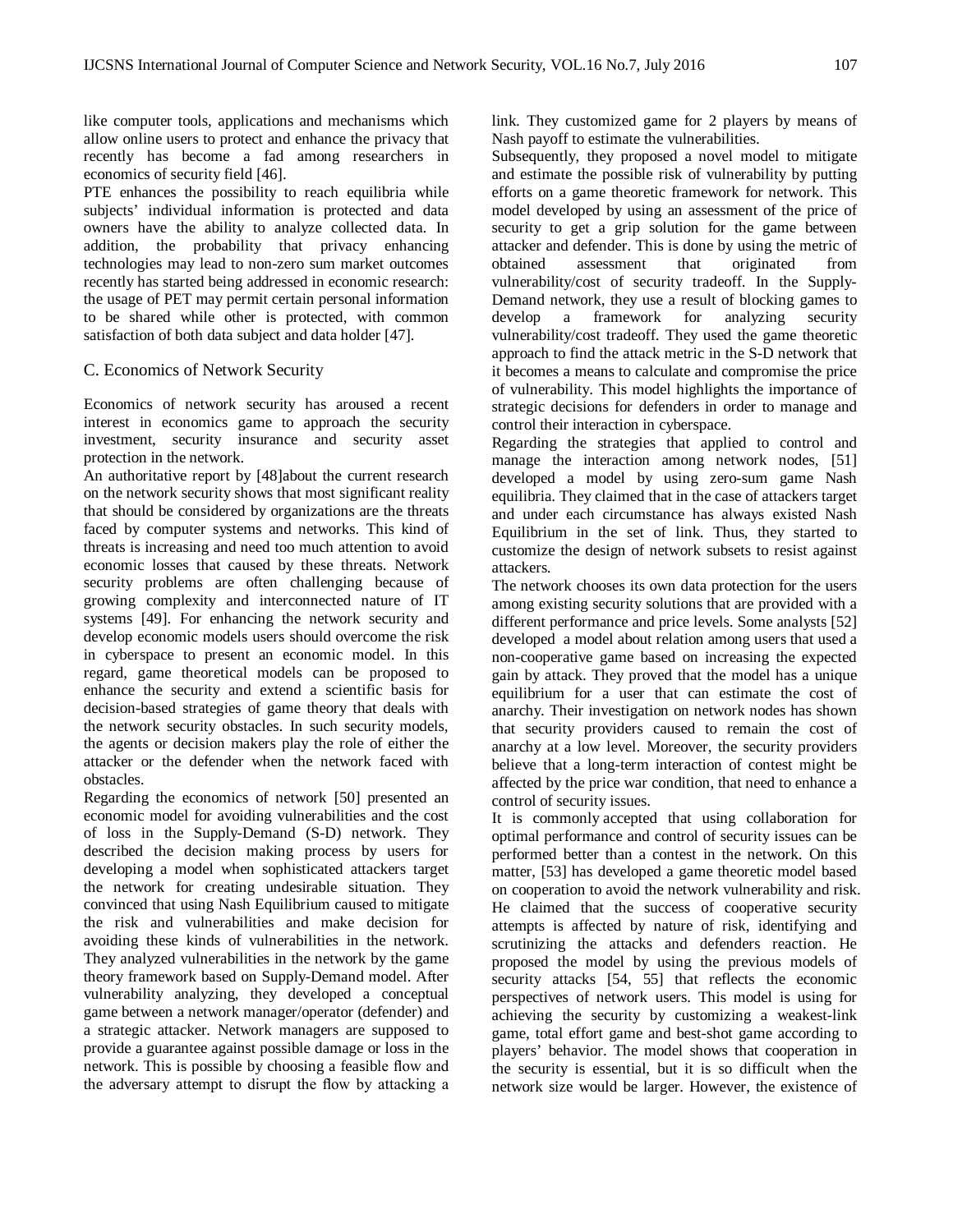like computer tools, applications and mechanisms which allow online users to protect and enhance the privacy that recently has become a fad among researchers in economics of security field [46].

PTE enhances the possibility to reach equilibria while subjects' individual information is protected and data owners have the ability to analyze collected data. In addition, the probability that privacy enhancing technologies may lead to non-zero sum market outcomes recently has started being addressed in economic research: the usage of PET may permit certain personal information to be shared while other is protected, with common satisfaction of both data subject and data holder [47].

### C. Economics of Network Security

Economics of network security has aroused a recent interest in economics game to approach the security investment, security insurance and security asset protection in the network.

An authoritative report by [48]about the current research on the network security shows that most significant reality that should be considered by organizations are the threats faced by computer systems and networks. This kind of threats is increasing and need too much attention to avoid economic losses that caused by these threats. Network security problems are often challenging because of growing complexity and interconnected nature of IT systems [49]. For enhancing the network security and develop economic models users should overcome the risk in cyberspace to present an economic model. In this regard, game theoretical models can be proposed to enhance the security and extend a scientific basis for decision-based strategies of game theory that deals with the network security obstacles. In such security models, the agents or decision makers play the role of either the attacker or the defender when the network faced with obstacles.

Regarding the economics of network [50] presented an economic model for avoiding vulnerabilities and the cost of loss in the Supply-Demand (S-D) network. They described the decision making process by users for developing a model when sophisticated attackers target the network for creating undesirable situation. They convinced that using Nash Equilibrium caused to mitigate the risk and vulnerabilities and make decision for avoiding these kinds of vulnerabilities in the network. They analyzed vulnerabilities in the network by the game theory framework based on Supply-Demand model. After vulnerability analyzing, they developed a conceptual game between a network manager/operator (defender) and a strategic attacker. Network managers are supposed to provide a guarantee against possible damage or loss in the network. This is possible by choosing a feasible flow and the adversary attempt to disrupt the flow by attacking a link. They customized game for 2 players by means of Nash payoff to estimate the vulnerabilities.

Subsequently, they proposed a novel model to mitigate and estimate the possible risk of vulnerability by putting efforts on a game theoretic framework for network. This model developed by using an assessment of the price of security to get a grip solution for the game between attacker and defender. This is done by using the metric of obtained assessment that originated from vulnerability/cost of security tradeoff. In the Supply-Demand network, they use a result of blocking games to develop a framework for analyzing security vulnerability/cost tradeoff. They used the game theoretic approach to find the attack metric in the S-D network that it becomes a means to calculate and compromise the price of vulnerability. This model highlights the importance of strategic decisions for defenders in order to manage and control their interaction in cyberspace.

Regarding the strategies that applied to control and manage the interaction among network nodes, [51] developed a model by using zero-sum game Nash equilibria. They claimed that in the case of attackers target and under each circumstance has always existed Nash Equilibrium in the set of link. Thus, they started to customize the design of network subsets to resist against attackers.

The network chooses its own data protection for the users among existing security solutions that are provided with a different performance and price levels. Some analysts [52] developed a model about relation among users that used a non-cooperative game based on increasing the expected gain by attack. They proved that the model has a unique equilibrium for a user that can estimate the cost of anarchy. Their investigation on network nodes has shown that security providers caused to remain the cost of anarchy at a low level. Moreover, the security providers believe that a long-term interaction of contest might be affected by the price war condition, that need to enhance a control of security issues.

It is commonly accepted that using collaboration for optimal performance and control of security issues can be performed better than a contest in the network. On this matter, [53] has developed a game theoretic model based on cooperation to avoid the network vulnerability and risk. He claimed that the success of cooperative security attempts is affected by nature of risk, identifying and scrutinizing the attacks and defenders reaction. He proposed the model by using the previous models of security attacks [54, 55] that reflects the economic perspectives of network users. This model is using for achieving the security by customizing a weakest-link game, total effort game and best-shot game according to players' behavior. The model shows that cooperation in the security is essential, but it is so difficult when the network size would be larger. However, the existence of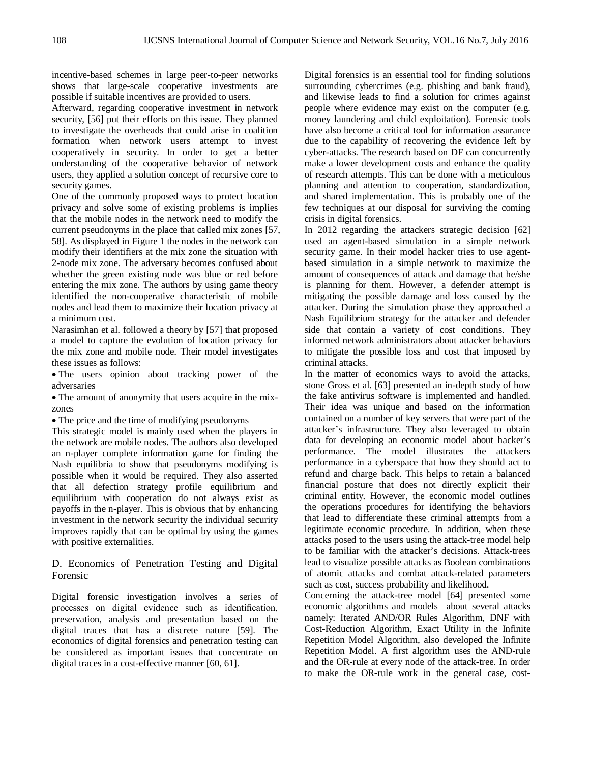incentive-based schemes in large peer-to-peer networks shows that large-scale cooperative investments are possible if suitable incentives are provided to users.

Afterward, regarding cooperative investment in network security, [56] put their efforts on this issue. They planned to investigate the overheads that could arise in coalition formation when network users attempt to invest cooperatively in security. In order to get a better understanding of the cooperative behavior of network users, they applied a solution concept of recursive core to security games.

One of the commonly proposed ways to protect location privacy and solve some of existing problems is implies that the mobile nodes in the network need to modify the current pseudonyms in the place that called mix zones [57, 58]. As displayed in Figure 1 the nodes in the network can modify their identifiers at the mix zone the situation with 2-node mix zone. The adversary becomes confused about whether the green existing node was blue or red before entering the mix zone. The authors by using game theory identified the non-cooperative characteristic of mobile nodes and lead them to maximize their location privacy at a minimum cost.

Narasimhan et al. followed a theory by [57] that proposed a model to capture the evolution of location privacy for the mix zone and mobile node. Their model investigates these issues as follows:

- The users opinion about tracking power of the adversaries
- The amount of anonymity that users acquire in the mix-zones
- The price and the time of modifying pseudonyms

This strategic model is mainly used when the players in the network are mobile nodes. The authors also developed an n-player complete information game for finding the Nash equilibria to show that pseudonyms modifying is possible when it would be required. They also asserted that all defection strategy profile equilibrium and equilibrium with cooperation do not always exist as payoffs in the n-player. This is obvious that by enhancing investment in the network security the individual security improves rapidly that can be optimal by using the games with positive externalities.

## D. Economics of Penetration Testing and Digital Forensic

Digital forensic investigation involves a series of processes on digital evidence such as identification, preservation, analysis and presentation based on the digital traces that has a discrete nature [59]. The economics of digital forensics and penetration testing can be considered as important issues that concentrate on digital traces in a cost-effective manner [60, 61].

Digital forensics is an essential tool for finding solutions surrounding cybercrimes (e.g. phishing and bank fraud), and likewise leads to find a solution for crimes against people where evidence may exist on the computer (e.g. money laundering and child exploitation). Forensic tools have also become a critical tool for information assurance due to the capability of recovering the evidence left by cyber-attacks. The research based on DF can concurrently make a lower development costs and enhance the quality of research attempts. This can be done with a meticulous planning and attention to cooperation, standardization, and shared implementation. This is probably one of the few techniques at our disposal for surviving the coming crisis in digital forensics.

In 2012 regarding the attackers strategic decision [62] used an agent-based simulation in a simple network security game. In their model hacker tries to use agent-based simulation in a simple network to maximize the amount of consequences of attack and damage that he/she is planning for them. However, a defender attempt is mitigating the possible damage and loss caused by the attacker. During the simulation phase they approached a Nash Equilibrium strategy for the attacker and defender side that contain a variety of cost conditions. They informed network administrators about attacker behaviors to mitigate the possible loss and cost that imposed by criminal attacks.

In the matter of economics ways to avoid the attacks, stone Gross et al. [63] presented an in-depth study of how the fake antivirus software is implemented and handled. Their idea was unique and based on the information contained on a number of key servers that were part of the attacker's infrastructure. They also leveraged to obtain data for developing an economic model about hacker's performance. The model illustrates the attackers performance in a cyberspace that how they should act to refund and charge back. This helps to retain a balanced financial posture that does not directly explicit their criminal entity. However, the economic model outlines the operations procedures for identifying the behaviors that lead to differentiate these criminal attempts from a legitimate economic procedure. In addition, when these attacks posed to the users using the attack-tree model help to be familiar with the attacker's decisions. Attack-trees lead to visualize possible attacks as Boolean combinations of atomic attacks and combat attack-related parameters such as cost, success probability and likelihood.

Concerning the attack-tree model [64] presented some economic algorithms and models about several attacks namely: Iterated AND/OR Rules Algorithm, DNF with Cost-Reduction Algorithm, Exact Utility in the Infinite Repetition Model Algorithm, also developed the Infinite Repetition Model. A first algorithm uses the AND-rule and the OR-rule at every node of the attack-tree. In order to make the OR-rule work in the general case, cost-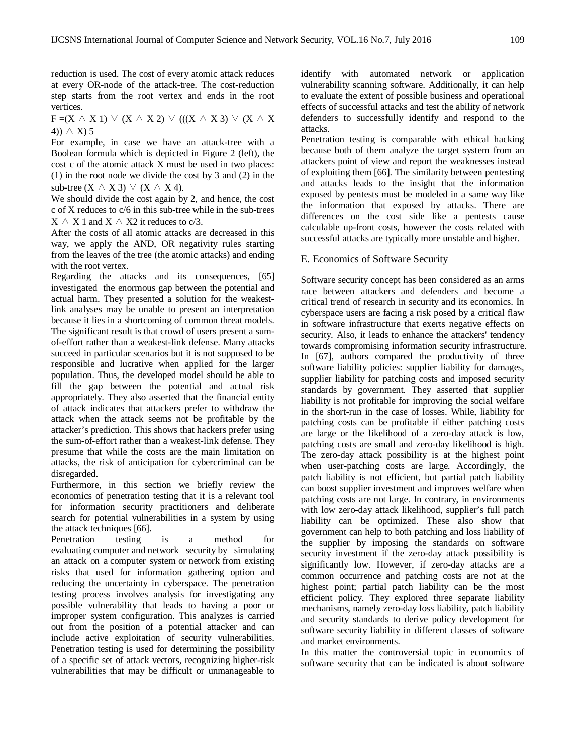reduction is used. The cost of every atomic attack reduces at every OR-node of the attack-tree. The cost-reduction step starts from the root vertex and ends in the root vertices.

$$F = (X \wedge X\ 1) \vee (X \wedge X\ 2) \vee (((X \wedge X\ 3) \vee (X \wedge X\ 4)) \wedge X)\ 5$$

For example, in case we have an attack-tree with a Boolean formula which is depicted in Figure 2 (left), the cost c of the atomic attack X must be used in two places: (1) in the root node we divide the cost by 3 and (2) in the sub-tree $(X \wedge X\ 3) \vee (X \wedge X\ 4)$.

We should divide the cost again by 2, and hence, the cost c of X reduces to c/6 in this sub-tree while in the sub-trees $X \wedge X\ 1$ and $X \wedge X2$ it reduces to c/3.

After the costs of all atomic attacks are decreased in this way, we apply the AND, OR negativity rules starting from the leaves of the tree (the atomic attacks) and ending with the root vertex.

Regarding the attacks and its consequences, [65] investigated the enormous gap between the potential and actual harm. They presented a solution for the weakest-link analyses may be unable to present an interpretation because it lies in a shortcoming of common threat models. The significant result is that crowd of users present a sum-of-effort rather than a weakest-link defense. Many attacks succeed in particular scenarios but it is not supposed to be responsible and lucrative when applied for the larger population. Thus, the developed model should be able to fill the gap between the potential and actual risk appropriately. They also asserted that the financial entity of attack indicates that attackers prefer to withdraw the attack when the attack seems not be profitable by the attacker's prediction. This shows that hackers prefer using the sum-of-effort rather than a weakest-link defense. They presume that while the costs are the main limitation on attacks, the risk of anticipation for cybercriminal can be disregarded.

Furthermore, in this section we briefly review the economics of penetration testing that it is a relevant tool for information security practitioners and deliberate search for potential vulnerabilities in a system by using the attack techniques [66].

Penetration testing is a method for evaluating computer and network security by simulating an attack on a computer system or network from existing risks that used for information gathering option and reducing the uncertainty in cyberspace. The penetration testing process involves analysis for investigating any possible vulnerability that leads to having a poor or improper system configuration. This analyzes is carried out from the position of a potential attacker and can include active exploitation of security vulnerabilities. Penetration testing is used for determining the possibility of a specific set of attack vectors, recognizing higher-risk vulnerabilities that may be difficult or unmanageable to identify with automated network or application vulnerability scanning software. Additionally, it can help to evaluate the extent of possible business and operational effects of successful attacks and test the ability of network defenders to successfully identify and respond to the attacks.

Penetration testing is comparable with ethical hacking because both of them analyze the target system from an attackers point of view and report the weaknesses instead of exploiting them [66]. The similarity between pentesting and attacks leads to the insight that the information exposed by pentests must be modeled in a same way like the information that exposed by attacks. There are differences on the cost side like a pentests cause calculable up-front costs, however the costs related with successful attacks are typically more unstable and higher.

## E. Economics of Software Security

Software security concept has been considered as an arms race between attackers and defenders and become a critical trend of research in security and its economics. In cyberspace users are facing a risk posed by a critical flaw in software infrastructure that exerts negative effects on security. Also, it leads to enhance the attackers' tendency towards compromising information security infrastructure. In [67], authors compared the productivity of three software liability policies: supplier liability for damages, supplier liability for patching costs and imposed security standards by government. They asserted that supplier liability is not profitable for improving the social welfare in the short-run in the case of losses. While, liability for patching costs can be profitable if either patching costs are large or the likelihood of a zero-day attack is low, patching costs are small and zero-day likelihood is high. The zero-day attack possibility is at the highest point when user-patching costs are large. Accordingly, the patch liability is not efficient, but partial patch liability can boost supplier investment and improves welfare when patching costs are not large. In contrary, in environments with low zero-day attack likelihood, supplier's full patch liability can be optimized. These also show that government can help to both patching and loss liability of the supplier by imposing the standards on software security investment if the zero-day attack possibility is significantly low. However, if zero-day attacks are a common occurrence and patching costs are not at the highest point; partial patch liability can be the most efficient policy. They explored three separate liability mechanisms, namely zero-day loss liability, patch liability and security standards to derive policy development for software security liability in different classes of software and market environments.

In this matter the controversial topic in economics of software security that can be indicated is about software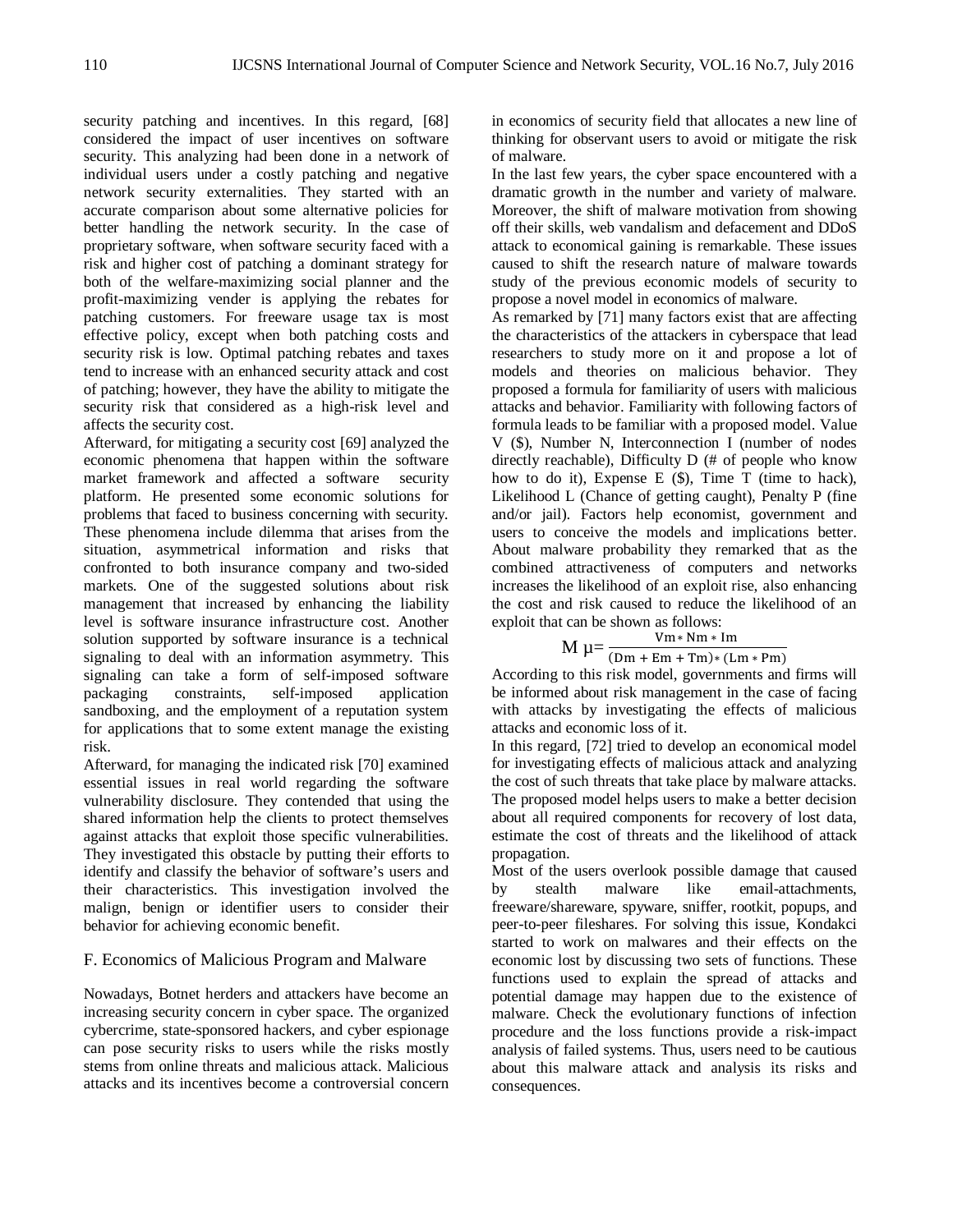security patching and incentives. In this regard, [68] considered the impact of user incentives on software security. This analyzing had been done in a network of individual users under a costly patching and negative network security externalities. They started with an accurate comparison about some alternative policies for better handling the network security. In the case of proprietary software, when software security faced with a risk and higher cost of patching a dominant strategy for both of the welfare-maximizing social planner and the profit-maximizing vender is applying the rebates for patching customers. For freeware usage tax is most effective policy, except when both patching costs and security risk is low. Optimal patching rebates and taxes tend to increase with an enhanced security attack and cost of patching; however, they have the ability to mitigate the security risk that considered as a high-risk level and affects the security cost.

Afterward, for mitigating a security cost [69] analyzed the economic phenomena that happen within the software market framework and affected a software security platform. He presented some economic solutions for problems that faced to business concerning with security. These phenomena include dilemma that arises from the situation, asymmetrical information and risks that confronted to both insurance company and two-sided markets. One of the suggested solutions about risk management that increased by enhancing the liability level is software insurance infrastructure cost. Another solution supported by software insurance is a technical signaling to deal with an information asymmetry. This signaling can take a form of self-imposed software packaging constraints, self-imposed application sandboxing, and the employment of a reputation system for applications that to some extent manage the existing risk.

Afterward, for managing the indicated risk [70] examined essential issues in real world regarding the software vulnerability disclosure. They contended that using the shared information help the clients to protect themselves against attacks that exploit those specific vulnerabilities. They investigated this obstacle by putting their efforts to identify and classify the behavior of software's users and their characteristics. This investigation involved the malign, benign or identifier users to consider their behavior for achieving economic benefit.

## F. Economics of Malicious Program and Malware

Nowadays, Botnet herders and attackers have become an increasing security concern in cyber space. The organized cybercrime, state-sponsored hackers, and cyber espionage can pose security risks to users while the risks mostly stems from online threats and malicious attack. Malicious attacks and its incentives become a controversial concern in economics of security field that allocates a new line of thinking for observant users to avoid or mitigate the risk of malware.

In the last few years, the cyber space encountered with a dramatic growth in the number and variety of malware. Moreover, the shift of malware motivation from showing off their skills, web vandalism and defacement and DDoS attack to economical gaining is remarkable. These issues caused to shift the research nature of malware towards study of the previous economic models of security to propose a novel model in economics of malware.

As remarked by [71] many factors exist that are affecting the characteristics of the attackers in cyberspace that lead researchers to study more on it and propose a lot of models and theories on malicious behavior. They proposed a formula for familiarity of users with malicious attacks and behavior. Familiarity with following factors of formula leads to be familiar with a proposed model. Value V ($), Number N, Interconnection I (number of nodes directly reachable), Difficulty D (# of people who know how to do it), Expense E ($), Time T (time to hack), Likelihood L (Chance of getting caught), Penalty P (fine and/or jail). Factors help economist, government and users to conceive the models and implications better. About malware probability they remarked that as the combined attractiveness of computers and networks increases the likelihood of an exploit rise, also enhancing the cost and risk caused to reduce the likelihood of an exploit that can be shown as follows:

$$\mathrm{M}\ \mu = \frac{\mathrm{Vm} * \mathrm{Nm} * \mathrm{Im}}{(\mathrm{Dm} + \mathrm{Em} + \mathrm{Tm}) * (\mathrm{Lm} * \mathrm{Pm})}$$

According to this risk model, governments and firms will be informed about risk management in the case of facing with attacks by investigating the effects of malicious attacks and economic loss of it.

In this regard, [72] tried to develop an economical model for investigating effects of malicious attack and analyzing the cost of such threats that take place by malware attacks. The proposed model helps users to make a better decision about all required components for recovery of lost data, estimate the cost of threats and the likelihood of attack propagation.

Most of the users overlook possible damage that caused by stealth malware like email-attachments, freeware/shareware, spyware, sniffer, rootkit, popups, and peer-to-peer fileshares. For solving this issue, Kondakci started to work on malwares and their effects on the economic lost by discussing two sets of functions. These functions used to explain the spread of attacks and potential damage may happen due to the existence of malware. Check the evolutionary functions of infection procedure and the loss functions provide a risk-impact analysis of failed systems. Thus, users need to be cautious about this malware attack and analysis its risks and consequences.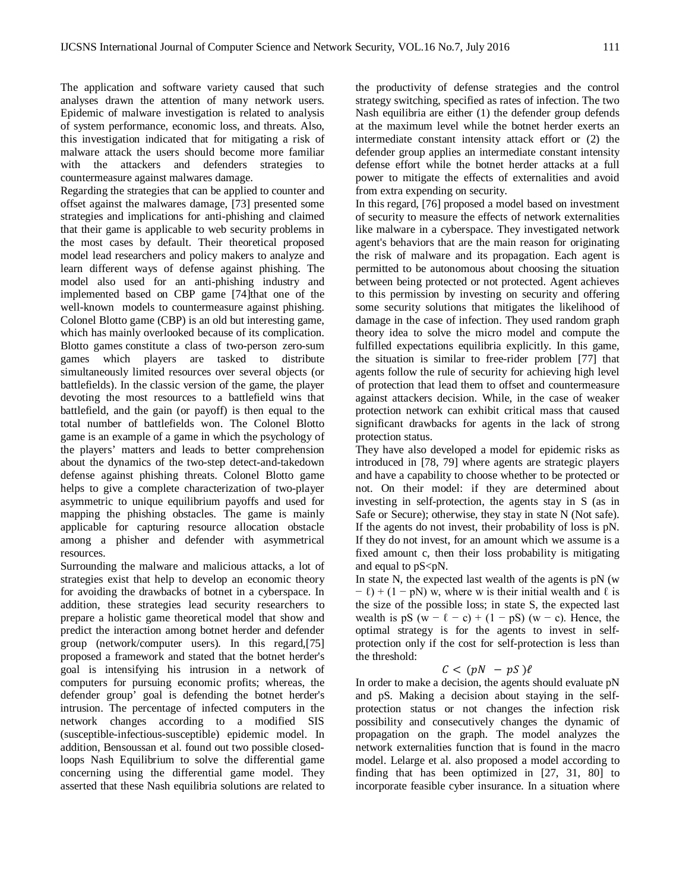The application and software variety caused that such analyses drawn the attention of many network users. Epidemic of malware investigation is related to analysis of system performance, economic loss, and threats. Also, this investigation indicated that for mitigating a risk of malware attack the users should become more familiar with the attackers and defenders strategies to countermeasure against malwares damage.

Regarding the strategies that can be applied to counter and offset against the malwares damage, [73] presented some strategies and implications for anti-phishing and claimed that their game is applicable to web security problems in the most cases by default. Their theoretical proposed model lead researchers and policy makers to analyze and learn different ways of defense against phishing. The model also used for an anti-phishing industry and implemented based on CBP game [74]that one of the well-known models to countermeasure against phishing. Colonel Blotto game (CBP) is an old but interesting game, which has mainly overlooked because of its complication. Blotto games constitute a class of two-person zero-sum games which players are tasked to distribute simultaneously limited resources over several objects (or battlefields). In the classic version of the game, the player devoting the most resources to a battlefield wins that battlefield, and the gain (or payoff) is then equal to the total number of battlefields won. The Colonel Blotto game is an example of a game in which the psychology of the players' matters and leads to better comprehension about the dynamics of the two-step detect-and-takedown defense against phishing threats. Colonel Blotto game helps to give a complete characterization of two-player asymmetric to unique equilibrium payoffs and used for mapping the phishing obstacles. The game is mainly applicable for capturing resource allocation obstacle among a phisher and defender with asymmetrical resources.

Surrounding the malware and malicious attacks, a lot of strategies exist that help to develop an economic theory for avoiding the drawbacks of botnet in a cyberspace. In addition, these strategies lead security researchers to prepare a holistic game theoretical model that show and predict the interaction among botnet herder and defender group (network/computer users). In this regard,[75] proposed a framework and stated that the botnet herder's goal is intensifying his intrusion in a network of computers for pursuing economic profits; whereas, the defender group' goal is defending the botnet herder's intrusion. The percentage of infected computers in the network changes according to a modified SIS (susceptible-infectious-susceptible) epidemic model. In addition, Bensoussan et al. found out two possible closed-loops Nash Equilibrium to solve the differential game concerning using the differential game model. They asserted that these Nash equilibria solutions are related to the productivity of defense strategies and the control strategy switching, specified as rates of infection. The two Nash equilibria are either (1) the defender group defends at the maximum level while the botnet herder exerts an intermediate constant intensity attack effort or (2) the defender group applies an intermediate constant intensity defense effort while the botnet herder attacks at a full power to mitigate the effects of externalities and avoid from extra expending on security.

In this regard, [76] proposed a model based on investment of security to measure the effects of network externalities like malware in a cyberspace. They investigated network agent's behaviors that are the main reason for originating the risk of malware and its propagation. Each agent is permitted to be autonomous about choosing the situation between being protected or not protected. Agent achieves to this permission by investing on security and offering some security solutions that mitigates the likelihood of damage in the case of infection. They used random graph theory idea to solve the micro model and compute the fulfilled expectations equilibria explicitly. In this game, the situation is similar to free-rider problem [77] that agents follow the rule of security for achieving high level of protection that lead them to offset and countermeasure against attackers decision. While, in the case of weaker protection network can exhibit critical mass that caused significant drawbacks for agents in the lack of strong protection status.

They have also developed a model for epidemic risks as introduced in [78, 79] where agents are strategic players and have a capability to choose whether to be protected or not. On their model: if they are determined about investing in self-protection, the agents stay in S (as in Safe or Secure); otherwise, they stay in state N (Not safe). If the agents do not invest, their probability of loss is pN. If they do not invest, for an amount which we assume is a fixed amount c, then their loss probability is mitigating and equal to $pS<pN$.

In state N, the expected last wealth of the agents is $pN (w - \ell) + (1 - pN) w$, where w is their initial wealth and $\ell$ is the size of the possible loss; in state S, the expected last wealth is $pS (w - \ell - c) + (1 - pS) (w - c)$. Hence, the optimal strategy is for the agents to invest in self-protection only if the cost for self-protection is less than the threshold:

$$C < (pN - pS)\ell$$

In order to make a decision, the agents should evaluate pN and pS. Making a decision about staying in the self-protection status or not changes the infection risk possibility and consecutively changes the dynamic of propagation on the graph. The model analyzes the network externalities function that is found in the macro model. Lelarge et al. also proposed a model according to finding that has been optimized in [27, 31, 80] to incorporate feasible cyber insurance. In a situation where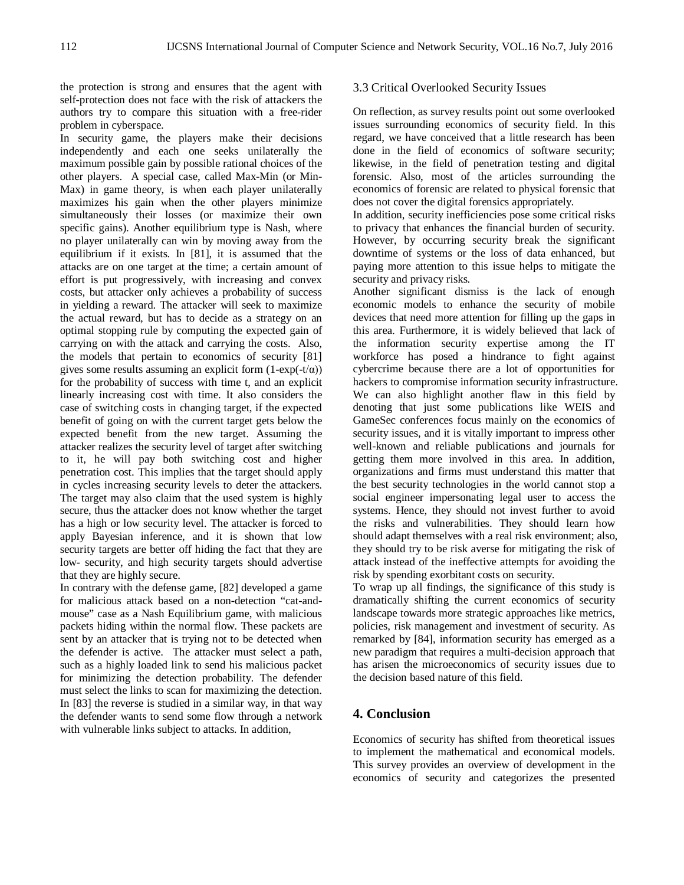the protection is strong and ensures that the agent with self-protection does not face with the risk of attackers the authors try to compare this situation with a free-rider problem in cyberspace.

In security game, the players make their decisions independently and each one seeks unilaterally the maximum possible gain by possible rational choices of the other players. A special case, called Max-Min (or Min-Max) in game theory, is when each player unilaterally maximizes his gain when the other players minimize simultaneously their losses (or maximize their own specific gains). Another equilibrium type is Nash, where no player unilaterally can win by moving away from the equilibrium if it exists. In [81], it is assumed that the attacks are on one target at the time; a certain amount of effort is put progressively, with increasing and convex costs, but attacker only achieves a probability of success in yielding a reward. The attacker will seek to maximize the actual reward, but has to decide as a strategy on an optimal stopping rule by computing the expected gain of carrying on with the attack and carrying the costs. Also, the models that pertain to economics of security [81] gives some results assuming an explicit form $(1-\exp(-t/\alpha))$ for the probability of success with time t, and an explicit linearly increasing cost with time. It also considers the case of switching costs in changing target, if the expected benefit of going on with the current target gets below the expected benefit from the new target. Assuming the attacker realizes the security level of target after switching to it, he will pay both switching cost and higher penetration cost. This implies that the target should apply in cycles increasing security levels to deter the attackers. The target may also claim that the used system is highly secure, thus the attacker does not know whether the target has a high or low security level. The attacker is forced to apply Bayesian inference, and it is shown that low security targets are better off hiding the fact that they are low- security, and high security targets should advertise that they are highly secure.

In contrary with the defense game, [82] developed a game for malicious attack based on a non-detection "cat-and-mouse" case as a Nash Equilibrium game, with malicious packets hiding within the normal flow. These packets are sent by an attacker that is trying not to be detected when the defender is active. The attacker must select a path, such as a highly loaded link to send his malicious packet for minimizing the detection probability. The defender must select the links to scan for maximizing the detection. In [83] the reverse is studied in a similar way, in that way the defender wants to send some flow through a network with vulnerable links subject to attacks. In addition,

### 3.3 Critical Overlooked Security Issues

On reflection, as survey results point out some overlooked issues surrounding economics of security field. In this regard, we have conceived that a little research has been done in the field of economics of software security; likewise, in the field of penetration testing and digital forensic. Also, most of the articles surrounding the economics of forensic are related to physical forensic that does not cover the digital forensics appropriately.

In addition, security inefficiencies pose some critical risks to privacy that enhances the financial burden of security. However, by occurring security break the significant downtime of systems or the loss of data enhanced, but paying more attention to this issue helps to mitigate the security and privacy risks.

Another significant dismiss is the lack of enough economic models to enhance the security of mobile devices that need more attention for filling up the gaps in this area. Furthermore, it is widely believed that lack of the information security expertise among the IT workforce has posed a hindrance to fight against cybercrime because there are a lot of opportunities for hackers to compromise information security infrastructure. We can also highlight another flaw in this field by denoting that just some publications like WEIS and GameSec conferences focus mainly on the economics of security issues, and it is vitally important to impress other well-known and reliable publications and journals for getting them more involved in this area. In addition, organizations and firms must understand this matter that the best security technologies in the world cannot stop a social engineer impersonating legal user to access the systems. Hence, they should not invest further to avoid the risks and vulnerabilities. They should learn how should adapt themselves with a real risk environment; also, they should try to be risk averse for mitigating the risk of attack instead of the ineffective attempts for avoiding the risk by spending exorbitant costs on security.

To wrap up all findings, the significance of this study is dramatically shifting the current economics of security landscape towards more strategic approaches like metrics, policies, risk management and investment of security. As remarked by [84], information security has emerged as a new paradigm that requires a multi-decision approach that has arisen the microeconomics of security issues due to the decision based nature of this field.

## 4. Conclusion

Economics of security has shifted from theoretical issues to implement the mathematical and economical models. This survey provides an overview of development in the economics of security and categorizes the presented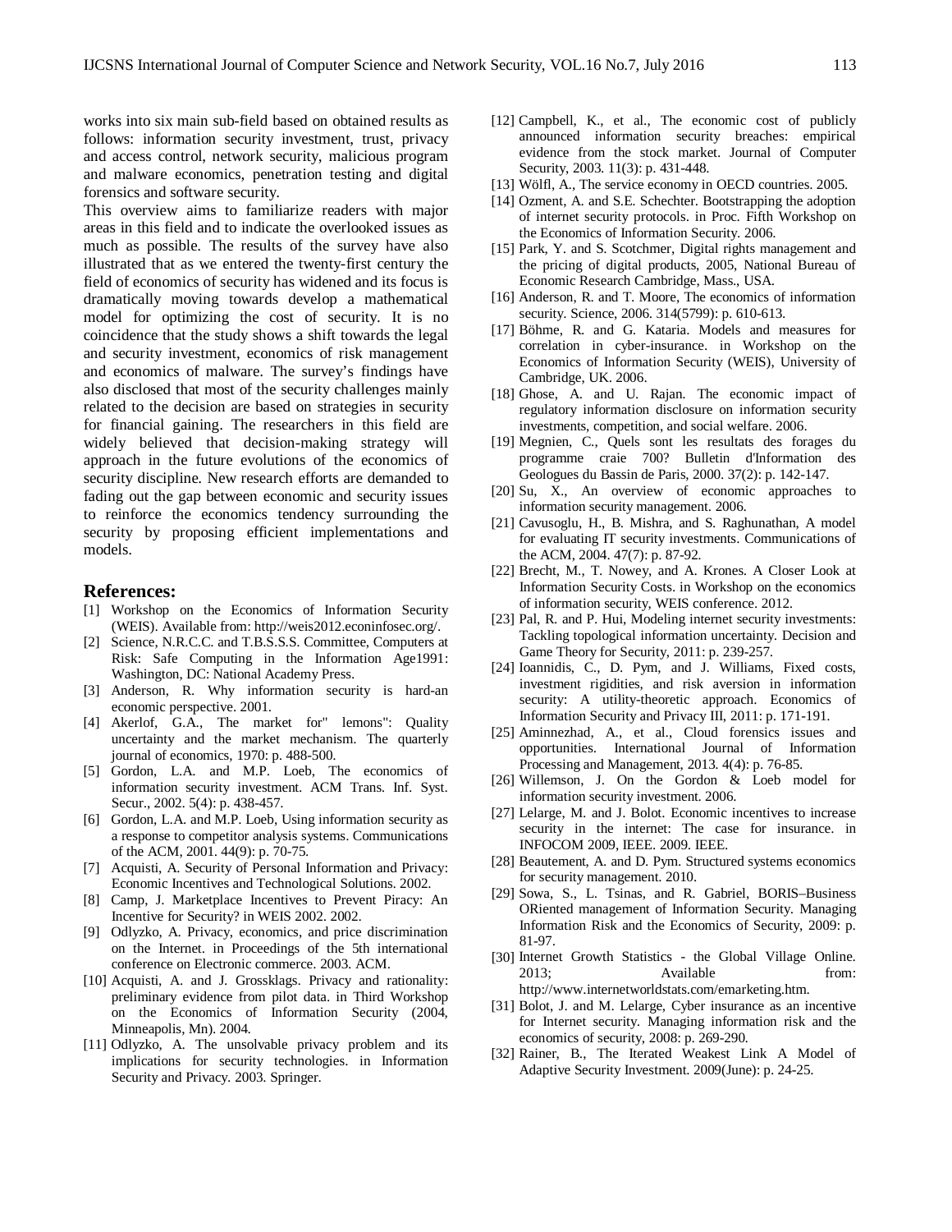works into six main sub-field based on obtained results as follows: information security investment, trust, privacy and access control, network security, malicious program and malware economics, penetration testing and digital forensics and software security.

This overview aims to familiarize readers with major areas in this field and to indicate the overlooked issues as much as possible. The results of the survey have also illustrated that as we entered the twenty-first century the field of economics of security has widened and its focus is dramatically moving towards develop a mathematical model for optimizing the cost of security. It is no coincidence that the study shows a shift towards the legal and security investment, economics of risk management and economics of malware. The survey's findings have also disclosed that most of the security challenges mainly related to the decision are based on strategies in security for financial gaining. The researchers in this field are widely believed that decision-making strategy will approach in the future evolutions of the economics of security discipline. New research efforts are demanded to fading out the gap between economic and security issues to reinforce the economics tendency surrounding the security by proposing efficient implementations and models.

## References:

[1] Workshop on the Economics of Information Security (WEIS). Available from: http://weis2012.econinfosec.org/.

[2] Science, N.R.C.C. and T.B.S.S.S. Committee, Computers at Risk: Safe Computing in the Information Age1991: Washington, DC: National Academy Press.

[3] Anderson, R. Why information security is hard-an economic perspective. 2001.

[4] Akerlof, G.A., The market for" lemons": Quality uncertainty and the market mechanism. The quarterly journal of economics, 1970: p. 488-500.

[5] Gordon, L.A. and M.P. Loeb, The economics of information security investment. ACM Trans. Inf. Syst. Secur., 2002. 5(4): p. 438-457.

[6] Gordon, L.A. and M.P. Loeb, Using information security as a response to competitor analysis systems. Communications of the ACM, 2001. 44(9): p. 70-75.

[7] Acquisti, A. Security of Personal Information and Privacy: Economic Incentives and Technological Solutions. 2002.

[8] Camp, J. Marketplace Incentives to Prevent Piracy: An Incentive for Security? in WEIS 2002. 2002.

[9] Odlyzko, A. Privacy, economics, and price discrimination on the Internet. in Proceedings of the 5th international conference on Electronic commerce. 2003. ACM.

[10] Acquisti, A. and J. Grossklags. Privacy and rationality: preliminary evidence from pilot data. in Third Workshop on the Economics of Information Security (2004, Minneapolis, Mn). 2004.

[11] Odlyzko, A. The unsolvable privacy problem and its implications for security technologies. in Information Security and Privacy. 2003. Springer.

[12] Campbell, K., et al., The economic cost of publicly announced information security breaches: empirical evidence from the stock market. Journal of Computer Security, 2003. 11(3): p. 431-448.

[13] Wölfl, A., The service economy in OECD countries. 2005.

[14] Ozment, A. and S.E. Schechter. Bootstrapping the adoption of internet security protocols. in Proc. Fifth Workshop on the Economics of Information Security. 2006.

[15] Park, Y. and S. Scotchmer, Digital rights management and the pricing of digital products, 2005, National Bureau of Economic Research Cambridge, Mass., USA.

[16] Anderson, R. and T. Moore, The economics of information security. Science, 2006. 314(5799): p. 610-613.

[17] Böhme, R. and G. Kataria. Models and measures for correlation in cyber-insurance. in Workshop on the Economics of Information Security (WEIS), University of Cambridge, UK. 2006.

[18] Ghose, A. and U. Rajan. The economic impact of regulatory information disclosure on information security investments, competition, and social welfare. 2006.

[19] Megnien, C., Quels sont les resultats des forages du programme craie 700? Bulletin d'Information des Geologues du Bassin de Paris, 2000. 37(2): p. 142-147.

[20] Su, X., An overview of economic approaches to information security management. 2006.

[21] Cavusoglu, H., B. Mishra, and S. Raghunathan, A model for evaluating IT security investments. Communications of the ACM, 2004. 47(7): p. 87-92.

[22] Brecht, M., T. Nowey, and A. Krones. A Closer Look at Information Security Costs. in Workshop on the economics of information security, WEIS conference. 2012.

[23] Pal, R. and P. Hui, Modeling internet security investments: Tackling topological information uncertainty. Decision and Game Theory for Security, 2011: p. 239-257.

[24] Ioannidis, C., D. Pym, and J. Williams, Fixed costs, investment rigidities, and risk aversion in information security: A utility-theoretic approach. Economics of Information Security and Privacy III, 2011: p. 171-191.

[25] Aminnezhad, A., et al., Cloud forensics issues and opportunities. International Journal of Information Processing and Management, 2013. 4(4): p. 76-85.

[26] Willemson, J. On the Gordon & Loeb model for information security investment. 2006.

[27] Lelarge, M. and J. Bolot. Economic incentives to increase security in the internet: The case for insurance. in INFOCOM 2009, IEEE. 2009. IEEE.

[28] Beautement, A. and D. Pym. Structured systems economics for security management. 2010.

[29] Sowa, S., L. Tsinas, and R. Gabriel, BORIS–Business ORiented management of Information Security. Managing Information Risk and the Economics of Security, 2009: p. 81-97.

[30] Internet Growth Statistics - the Global Village Online. 2013; Available from: http://www.internetworldstats.com/emarketing.htm.

[31] Bolot, J. and M. Lelarge, Cyber insurance as an incentive for Internet security. Managing information risk and the economics of security, 2008: p. 269-290.

[32] Rainer, B., The Iterated Weakest Link A Model of Adaptive Security Investment. 2009(June): p. 24-25.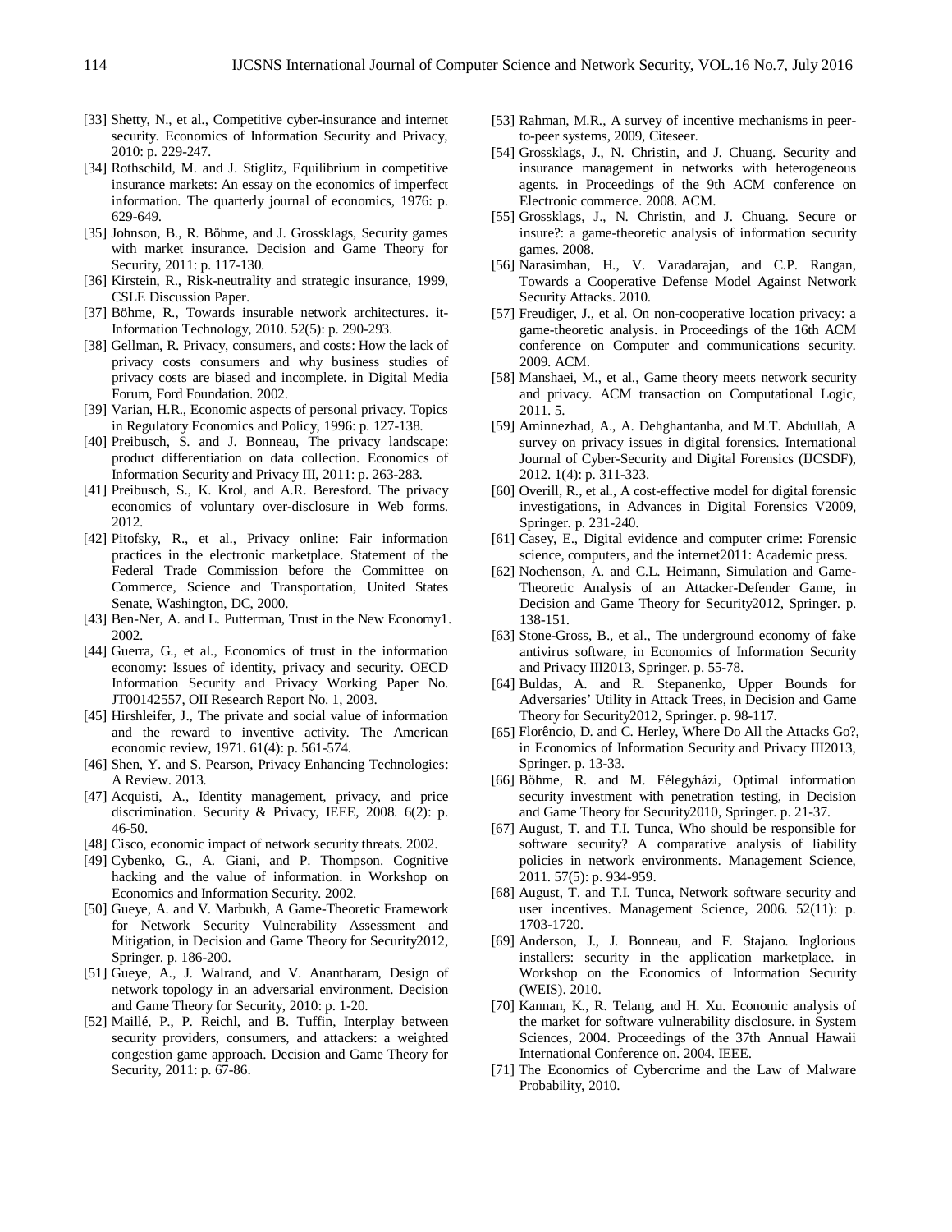[33] Shetty, N., et al., Competitive cyber-insurance and internet security. Economics of Information Security and Privacy, 2010: p. 229-247.

[34] Rothschild, M. and J. Stiglitz, Equilibrium in competitive insurance markets: An essay on the economics of imperfect information. The quarterly journal of economics, 1976: p. 629-649.

[35] Johnson, B., R. Böhme, and J. Grossklags, Security games with market insurance. Decision and Game Theory for Security, 2011: p. 117-130.

[36] Kirstein, R., Risk-neutrality and strategic insurance, 1999, CSLE Discussion Paper.

[37] Böhme, R., Towards insurable network architectures. it-Information Technology, 2010. 52(5): p. 290-293.

[38] Gellman, R. Privacy, consumers, and costs: How the lack of privacy costs consumers and why business studies of privacy costs are biased and incomplete. in Digital Media Forum, Ford Foundation. 2002.

[39] Varian, H.R., Economic aspects of personal privacy. Topics in Regulatory Economics and Policy, 1996: p. 127-138.

[40] Preibusch, S. and J. Bonneau, The privacy landscape: product differentiation on data collection. Economics of Information Security and Privacy III, 2011: p. 263-283.

[41] Preibusch, S., K. Krol, and A.R. Beresford. The privacy economics of voluntary over-disclosure in Web forms. 2012.

[42] Pitofsky, R., et al., Privacy online: Fair information practices in the electronic marketplace. Statement of the Federal Trade Commission before the Committee on Commerce, Science and Transportation, United States Senate, Washington, DC, 2000.

[43] Ben-Ner, A. and L. Putterman, Trust in the New Economy1. 2002.

[44] Guerra, G., et al., Economics of trust in the information economy: Issues of identity, privacy and security. OECD Information Security and Privacy Working Paper No. JT00142557, OII Research Report No. 1, 2003.

[45] Hirshleifer, J., The private and social value of information and the reward to inventive activity. The American economic review, 1971. 61(4): p. 561-574.

[46] Shen, Y. and S. Pearson, Privacy Enhancing Technologies: A Review. 2013.

[47] Acquisti, A., Identity management, privacy, and price discrimination. Security & Privacy, IEEE, 2008. 6(2): p. 46-50.

[48] Cisco, economic impact of network security threats. 2002.

[49] Cybenko, G., A. Giani, and P. Thompson. Cognitive hacking and the value of information. in Workshop on Economics and Information Security. 2002.

[50] Gueye, A. and V. Marbukh, A Game-Theoretic Framework for Network Security Vulnerability Assessment and Mitigation, in Decision and Game Theory for Security2012, Springer. p. 186-200.

[51] Gueye, A., J. Walrand, and V. Anantharam, Design of network topology in an adversarial environment. Decision and Game Theory for Security, 2010: p. 1-20.

[52] Maillé, P., P. Reichl, and B. Tuffin, Interplay between security providers, consumers, and attackers: a weighted congestion game approach. Decision and Game Theory for Security, 2011: p. 67-86.

[53] Rahman, M.R., A survey of incentive mechanisms in peer-to-peer systems, 2009, Citeseer.

[54] Grossklags, J., N. Christin, and J. Chuang. Security and insurance management in networks with heterogeneous agents. in Proceedings of the 9th ACM conference on Electronic commerce. 2008. ACM.

[55] Grossklags, J., N. Christin, and J. Chuang. Secure or insure?: a game-theoretic analysis of information security games. 2008.

[56] Narasimhan, H., V. Varadarajan, and C.P. Rangan, Towards a Cooperative Defense Model Against Network Security Attacks. 2010.

[57] Freudiger, J., et al. On non-cooperative location privacy: a game-theoretic analysis. in Proceedings of the 16th ACM conference on Computer and communications security. 2009. ACM.

[58] Manshaei, M., et al., Game theory meets network security and privacy. ACM transaction on Computational Logic, 2011. 5.

[59] Aminnezhad, A., A. Dehghantanha, and M.T. Abdullah, A survey on privacy issues in digital forensics. International Journal of Cyber-Security and Digital Forensics (IJCSDF), 2012. 1(4): p. 311-323.

[60] Overill, R., et al., A cost-effective model for digital forensic investigations, in Advances in Digital Forensics V2009, Springer. p. 231-240.

[61] Casey, E., Digital evidence and computer crime: Forensic science, computers, and the internet2011: Academic press.

[62] Nochenson, A. and C.L. Heimann, Simulation and Game-Theoretic Analysis of an Attacker-Defender Game, in Decision and Game Theory for Security2012, Springer. p. 138-151.

[63] Stone-Gross, B., et al., The underground economy of fake antivirus software, in Economics of Information Security and Privacy III2013, Springer. p. 55-78.

[64] Buldas, A. and R. Stepanenko, Upper Bounds for Adversaries' Utility in Attack Trees, in Decision and Game Theory for Security2012, Springer. p. 98-117.

[65] Florêncio, D. and C. Herley, Where Do All the Attacks Go?, in Economics of Information Security and Privacy III2013, Springer. p. 13-33.

[66] Böhme, R. and M. Félegyházi, Optimal information security investment with penetration testing, in Decision and Game Theory for Security2010, Springer. p. 21-37.

[67] August, T. and T.I. Tunca, Who should be responsible for software security? A comparative analysis of liability policies in network environments. Management Science, 2011. 57(5): p. 934-959.

[68] August, T. and T.I. Tunca, Network software security and user incentives. Management Science, 2006. 52(11): p. 1703-1720.

[69] Anderson, J., J. Bonneau, and F. Stajano. Inglorious installers: security in the application marketplace. in Workshop on the Economics of Information Security (WEIS). 2010.

[70] Kannan, K., R. Telang, and H. Xu. Economic analysis of the market for software vulnerability disclosure. in System Sciences, 2004. Proceedings of the 37th Annual Hawaii International Conference on. 2004. IEEE.

[71] The Economics of Cybercrime and the Law of Malware Probability, 2010.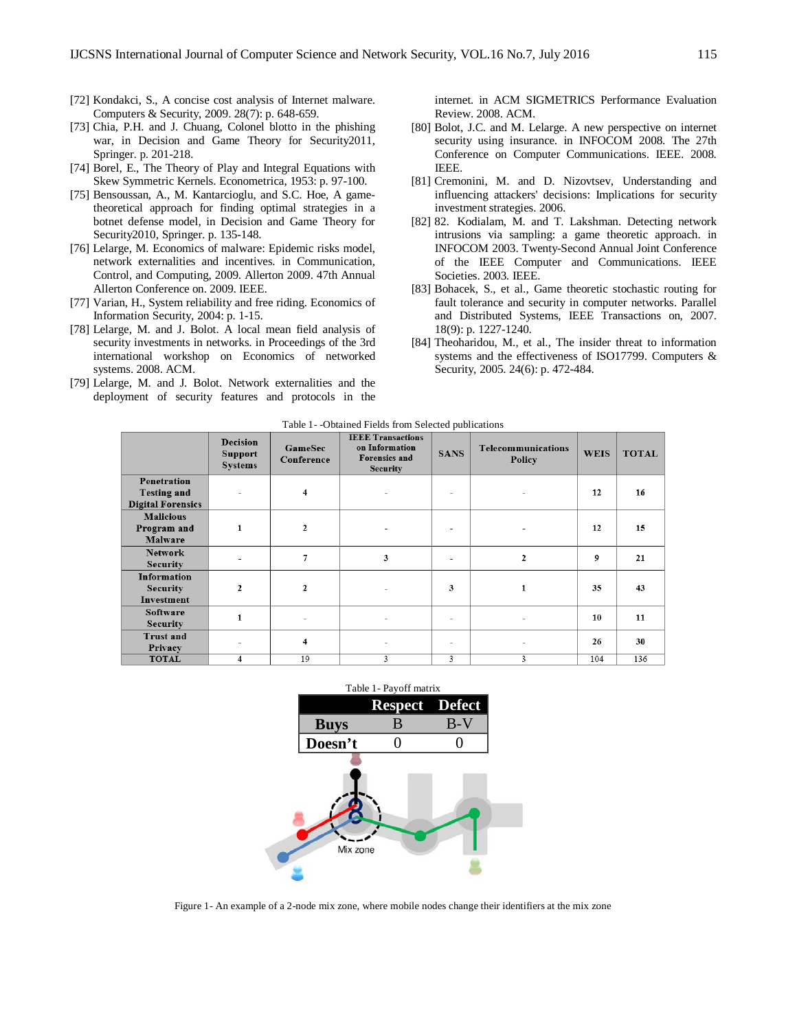[72] Kondakci, S., A concise cost analysis of Internet malware. Computers & Security, 2009. 28(7): p. 648-659.

[73] Chia, P.H. and J. Chuang, Colonel blotto in the phishing war, in Decision and Game Theory for Security2011, Springer. p. 201-218.

[74] Borel, E., The Theory of Play and Integral Equations with Skew Symmetric Kernels. Econometrica, 1953: p. 97-100.

[75] Bensoussan, A., M. Kantarcioglu, and S.C. Hoe, A game-theoretical approach for finding optimal strategies in a botnet defense model, in Decision and Game Theory for Security2010, Springer. p. 135-148.

[76] Lelarge, M. Economics of malware: Epidemic risks model, network externalities and incentives. in Communication, Control, and Computing, 2009. Allerton 2009. 47th Annual Allerton Conference on. 2009. IEEE.

[77] Varian, H., System reliability and free riding. Economics of Information Security, 2004: p. 1-15.

[78] Lelarge, M. and J. Bolot. A local mean field analysis of security investments in networks. in Proceedings of the 3rd international workshop on Economics of networked systems. 2008. ACM.

[79] Lelarge, M. and J. Bolot. Network externalities and the deployment of security features and protocols in the internet. in ACM SIGMETRICS Performance Evaluation Review. 2008. ACM.

[80] Bolot, J.C. and M. Lelarge. A new perspective on internet security using insurance. in INFOCOM 2008. The 27th Conference on Computer Communications. IEEE. 2008. IEEE.

[81] Cremonini, M. and D. Nizovtsev, Understanding and influencing attackers' decisions: Implications for security investment strategies. 2006.

[82] 82. Kodialam, M. and T. Lakshman. Detecting network intrusions via sampling: a game theoretic approach. in INFOCOM 2003. Twenty-Second Annual Joint Conference of the IEEE Computer and Communications. IEEE Societies. 2003. IEEE.

[83] Bohacek, S., et al., Game theoretic stochastic routing for fault tolerance and security in computer networks. Parallel and Distributed Systems, IEEE Transactions on, 2007. 18(9): p. 1227-1240.

[84] Theoharidou, M., et al., The insider threat to information systems and the effectiveness of ISO17799. Computers & Security, 2005. 24(6): p. 472-484.

Table 1- -Obtained Fields from Selected publications

| | Decision Support Systems | GameSec Conference | IEEE Transactions on Information Forensics and Security | SANS | Telecommunications Policy | WEIS | TOTAL |
|---|---|---|---|---|---|---|---|
| Penetration Testing and Digital Forensics | - | 4 | - | - | - | 12 | 16 |
| Malicious Program and Malware | 1 | 2 | - | - | - | 12 | 15 |
| Network Security | - | 7 | 3 | - | 2 | 9 | 21 |
| Information Security Investment | 2 | 2 | - | 3 | 1 | 35 | 43 |
| Software Security | 1 | - | - | - | - | 10 | 11 |
| Trust and Privacy | - | 4 | - | - | - | 26 | 30 |
| TOTAL | 4 | 19 | 3 | 3 | 3 | 104 | 136 |

Table 1- Payoff matrix

| | Respect | Defect |
|---|---|---|
| **Buys** | B | B-V |
| **Doesn't** | 0 | 0 |

Figure 1- An example of a 2-node mix zone, where mobile nodes change their identifiers at the mix zone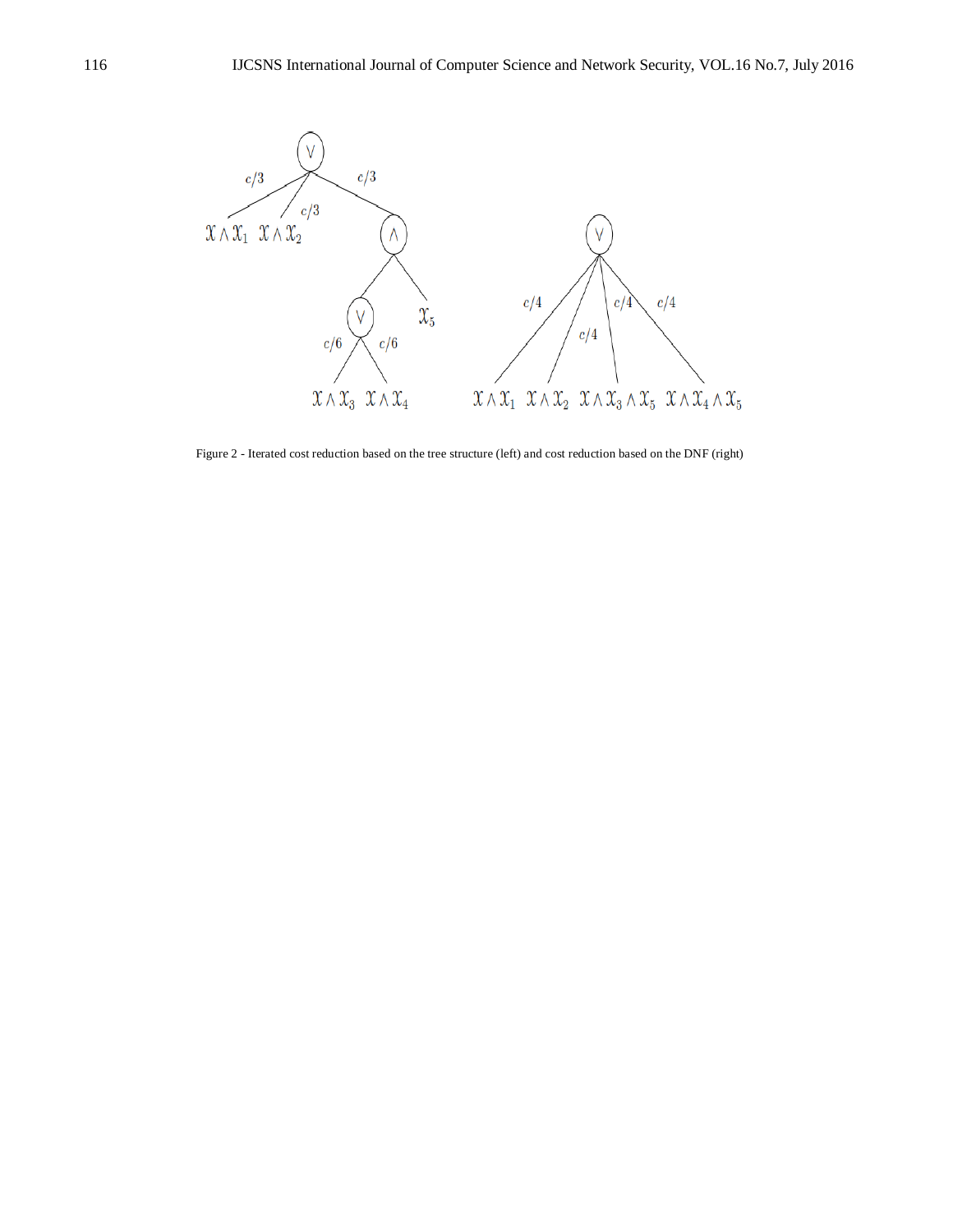$c/3$

$c/3$

$c/3$

$\mathfrak{X} \wedge \mathfrak{X}_1$ $\mathfrak{X} \wedge \mathfrak{X}_2$

$\mathfrak{X}_5$

$c/6$ $c/6$

$\mathfrak{X} \wedge \mathfrak{X}_3$ $\mathfrak{X} \wedge \mathfrak{X}_4$

$c/4$ $c/4$ $c/4$ $c/4$

$\mathfrak{X} \wedge \mathfrak{X}_1$ $\mathfrak{X} \wedge \mathfrak{X}_2$ $\mathfrak{X} \wedge \mathfrak{X}_3 \wedge \mathfrak{X}_5$ $\mathfrak{X} \wedge \mathfrak{X}_4 \wedge \mathfrak{X}_5$

Figure 2 - Iterated cost reduction based on the tree structure (left) and cost reduction based on the DNF (right)